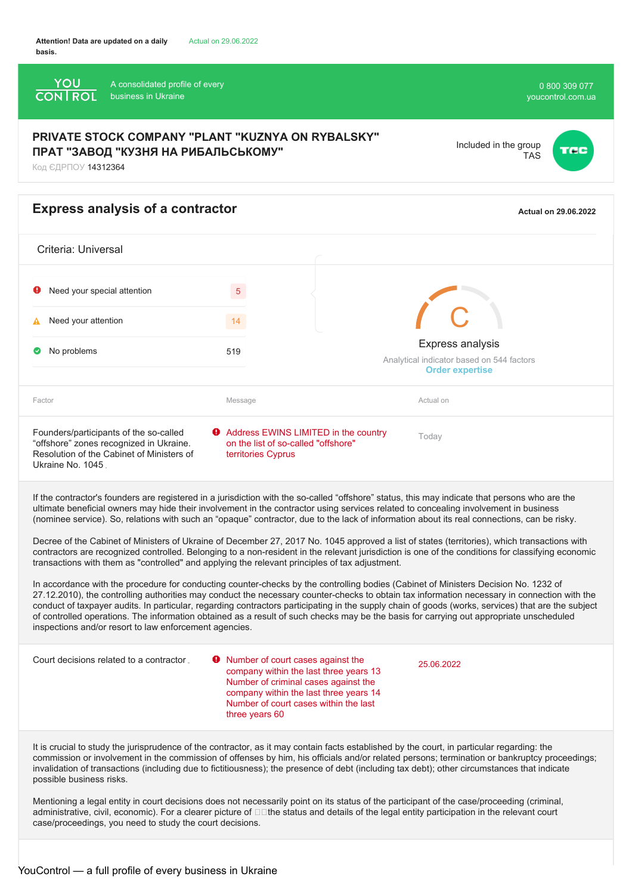Attention! Data are updated on a daily basis. Actual on 29.06.2022

YOU CONTROL — A consolidated profile of every business in Ukraine

0 800 309 077
youcontrol.com.ua

# PRIVATE STOCK COMPANY "PLANT "KUZNYA ON RYBALSKY"
# ПРАТ "ЗАВОД "КУЗНЯ НА РИБАЛЬСЬКОМУ"

Код ЄДРПОУ 14312364

Included in the group TAS

## Express analysis of a contractor

Actual on 29.06.2022

Criteria: Universal

| | |
|---|---|
| Need your special attention | 5 |
| Need your attention | 14 |
| No problems | 519 |

**C**

Express analysis

Analytical indicator based on 544 factors

Order expertise

| Factor | Message | Actual on |
|---|---|---|
| Founders/participants of the so-called “offshore” zones recognized in Ukraine. Resolution of the Cabinet of Ministers of Ukraine No. 1045 | Address EWINS LIMITED in the country on the list of so-called "offshore" territories Cyprus | Today |

If the contractor's founders are registered in a jurisdiction with the so-called “offshore” status, this may indicate that persons who are the ultimate beneficial owners may hide their involvement in the contractor using services related to concealing involvement in business (nominee service). So, relations with such an “opaque” contractor, due to the lack of information about its real connections, can be risky.

Decree of the Cabinet of Ministers of Ukraine of December 27, 2017 No. 1045 approved a list of states (territories), which transactions with contractors are recognized controlled. Belonging to a non-resident in the relevant jurisdiction is one of the conditions for classifying economic transactions with them as "controlled" and applying the relevant principles of tax adjustment.

In accordance with the procedure for conducting counter-checks by the controlling bodies (Cabinet of Ministers Decision No. 1232 of 27.12.2010), the controlling authorities may conduct the necessary counter-checks to obtain tax information necessary in connection with the conduct of taxpayer audits. In particular, regarding contractors participating in the supply chain of goods (works, services) that are the subject of controlled operations. The information obtained as a result of such checks may be the basis for carrying out appropriate unscheduled inspections and/or resort to law enforcement agencies.

| Factor | Message | Actual on |
|---|---|---|
| Court decisions related to a contractor | Number of court cases against the company within the last three years 13 Number of criminal cases against the company within the last three years 14 Number of court cases within the last three years 60 | 25.06.2022 |

It is crucial to study the jurisprudence of the contractor, as it may contain facts established by the court, in particular regarding: the commission or involvement in the commission of offenses by him, his officials and/or related persons; termination or bankruptcy proceedings; invalidation of transactions (including due to fictitiousness); the presence of debt (including tax debt); other circumstances that indicate possible business risks.

Mentioning a legal entity in court decisions does not necessarily point on its status of the participant of the case/proceeding (criminal, administrative, civil, economic). For a clearer picture of the status and details of the legal entity participation in the relevant court case/proceedings, you need to study the court decisions.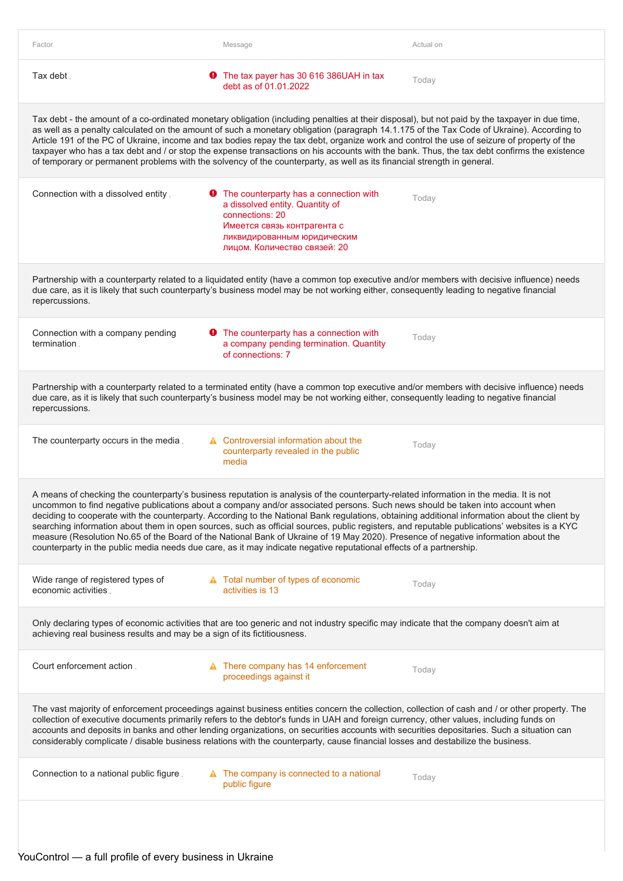| Factor | Message | Actual on |
|---|---|---|
| Tax debt | The tax payer has 30 616 386UAH in tax debt as of 01.01.2022 | Today |

Tax debt - the amount of a co-ordinated monetary obligation (including penalties at their disposal), but not paid by the taxpayer in due time, as well as a penalty calculated on the amount of such a monetary obligation (paragraph 14.1.175 of the Tax Code of Ukraine). According to Article 191 of the PC of Ukraine, income and tax bodies repay the tax debt, organize work and control the use of seizure of property of the taxpayer who has a tax debt and / or stop the expense transactions on his accounts with the bank. Thus, the tax debt confirms the existence of temporary or permanent problems with the solvency of the counterparty, as well as its financial strength in general.

| Factor | Message | Actual on |
|---|---|---|
| Connection with a dissolved entity | The counterparty has a connection with a dissolved entity. Quantity of connections: 20 Имеется связь контрагента с ликвидированным юридическим лицом. Количество связей: 20 | Today |

Partnership with a counterparty related to a liquidated entity (have a common top executive and/or members with decisive influence) needs due care, as it is likely that such counterparty's business model may be not working either, consequently leading to negative financial repercussions.

| Factor | Message | Actual on |
|---|---|---|
| Connection with a company pending termination | The counterparty has a connection with a company pending termination. Quantity of connections: 7 | Today |

Partnership with a counterparty related to a terminated entity (have a common top executive and/or members with decisive influence) needs due care, as it is likely that such counterparty's business model may be not working either, consequently leading to negative financial repercussions.

| Factor | Message | Actual on |
|---|---|---|
| The counterparty occurs in the media | Controversial information about the counterparty revealed in the public media | Today |

A means of checking the counterparty's business reputation is analysis of the counterparty-related information in the media. It is not uncommon to find negative publications about a company and/or associated persons. Such news should be taken into account when deciding to cooperate with the counterparty. According to the National Bank regulations, obtaining additional information about the client by searching information about them in open sources, such as official sources, public registers, and reputable publications' websites is a KYC measure (Resolution No.65 of the Board of the National Bank of Ukraine of 19 May 2020). Presence of negative information about the counterparty in the public media needs due care, as it may indicate negative reputational effects of a partnership.

| Factor | Message | Actual on |
|---|---|---|
| Wide range of registered types of economic activities | Total number of types of economic activities is 13 | Today |

Only declaring types of economic activities that are too generic and not industry specific may indicate that the company doesn't aim at achieving real business results and may be a sign of its fictitiousness.

| Factor | Message | Actual on |
|---|---|---|
| Court enforcement action | There company has 14 enforcement proceedings against it | Today |

The vast majority of enforcement proceedings against business entities concern the collection, collection of cash and / or other property. The collection of executive documents primarily refers to the debtor's funds in UAH and foreign currency, other values, including funds on accounts and deposits in banks and other lending organizations, on securities accounts with securities depositaries. Such a situation can considerably complicate / disable business relations with the counterparty, cause financial losses and destabilize the business.

| Factor | Message | Actual on |
|---|---|---|
| Connection to a national public figure | The company is connected to a national public figure | Today |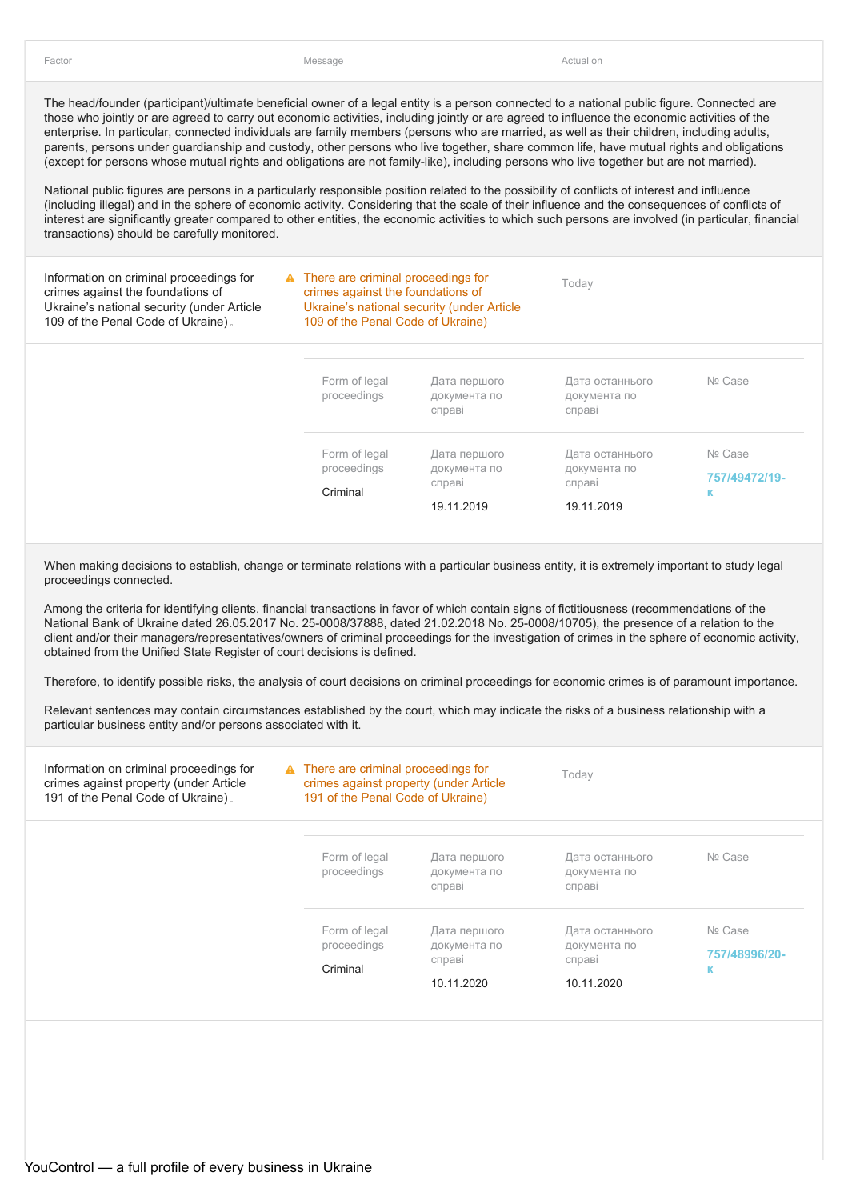| Factor | Message | Actual on |
| --- | --- | --- |

The head/founder (participant)/ultimate beneficial owner of a legal entity is a person connected to a national public figure. Connected are those who jointly or are agreed to carry out economic activities, including jointly or are agreed to influence the economic activities of the enterprise. In particular, connected individuals are family members (persons who are married, as well as their children, including adults, parents, persons under guardianship and custody, other persons who live together, share common life, have mutual rights and obligations (except for persons whose mutual rights and obligations are not family-like), including persons who live together but are not married).

National public figures are persons in a particularly responsible position related to the possibility of conflicts of interest and influence (including illegal) and in the sphere of economic activity. Considering that the scale of their influence and the consequences of conflicts of interest are significantly greater compared to other entities, the economic activities to which such persons are involved (in particular, financial transactions) should be carefully monitored.

| Factor | Message | Actual on |
| --- | --- | --- |
| Information on criminal proceedings for crimes against the foundations of Ukraine's national security (under Article 109 of the Penal Code of Ukraine) | ⚠ There are criminal proceedings for crimes against the foundations of Ukraine's national security (under Article 109 of the Penal Code of Ukraine) | Today |

| Form of legal proceedings | Дата першого документа по справі | Дата останнього документа по справі | № Case |
| --- | --- | --- | --- |
| Criminal | 19.11.2019 | 19.11.2019 | 757/49472/19-к |

When making decisions to establish, change or terminate relations with a particular business entity, it is extremely important to study legal proceedings connected.

Among the criteria for identifying clients, financial transactions in favor of which contain signs of fictitiousness (recommendations of the National Bank of Ukraine dated 26.05.2017 No. 25-0008/37888, dated 21.02.2018 No. 25-0008/10705), the presence of a relation to the client and/or their managers/representatives/owners of criminal proceedings for the investigation of crimes in the sphere of economic activity, obtained from the Unified State Register of court decisions is defined.

Therefore, to identify possible risks, the analysis of court decisions on criminal proceedings for economic crimes is of paramount importance.

Relevant sentences may contain circumstances established by the court, which may indicate the risks of a business relationship with a particular business entity and/or persons associated with it.

| Factor | Message | Actual on |
| --- | --- | --- |
| Information on criminal proceedings for crimes against property (under Article 191 of the Penal Code of Ukraine) | ⚠ There are criminal proceedings for crimes against property (under Article 191 of the Penal Code of Ukraine) | Today |

| Form of legal proceedings | Дата першого документа по справі | Дата останнього документа по справі | № Case |
| --- | --- | --- | --- |
| Criminal | 10.11.2020 | 10.11.2020 | 757/48996/20-к |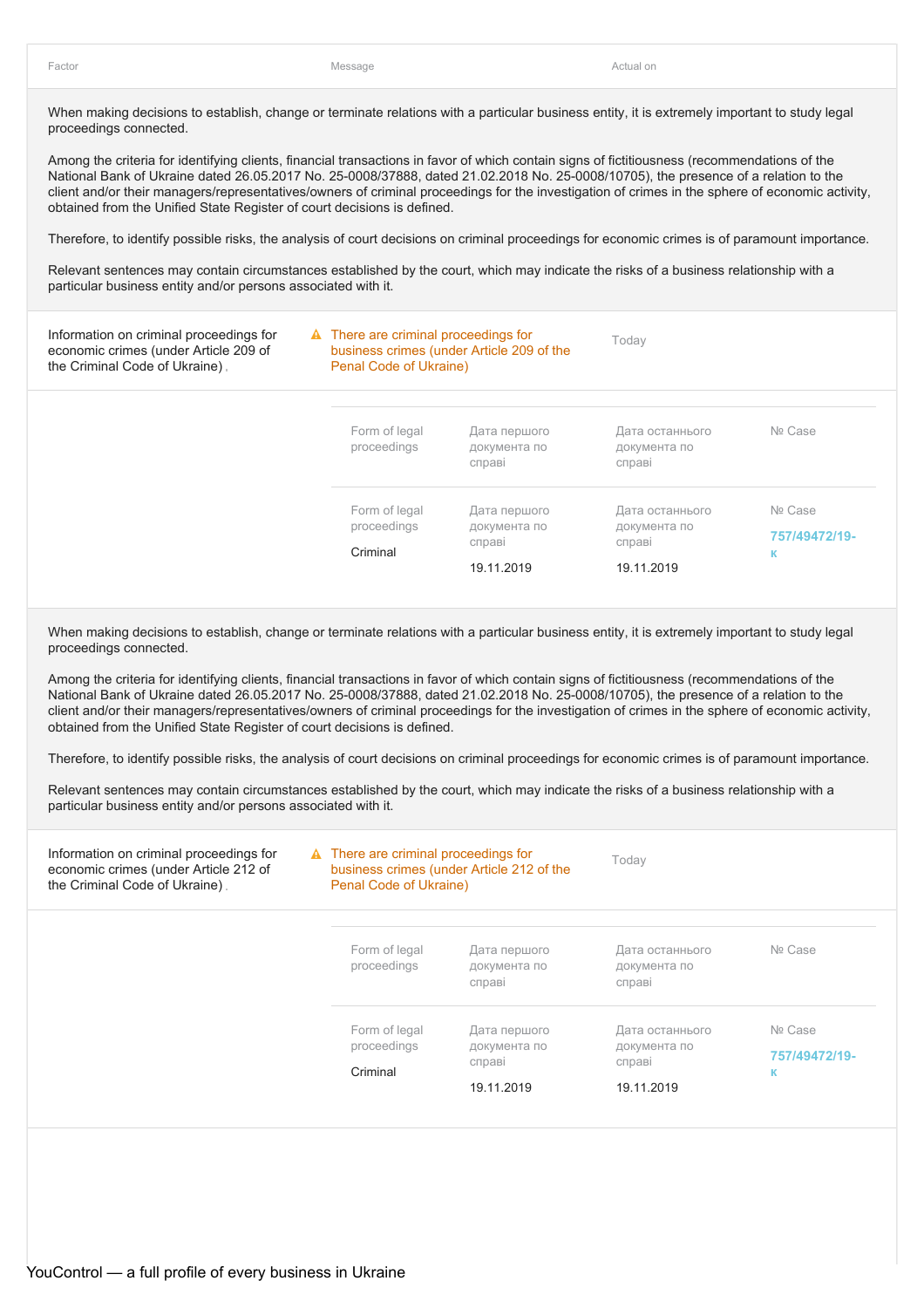| Factor | Message | Actual on |
|---|---|---|

When making decisions to establish, change or terminate relations with a particular business entity, it is extremely important to study legal proceedings connected.

Among the criteria for identifying clients, financial transactions in favor of which contain signs of fictitiousness (recommendations of the National Bank of Ukraine dated 26.05.2017 No. 25-0008/37888, dated 21.02.2018 No. 25-0008/10705), the presence of a relation to the client and/or their managers/representatives/owners of criminal proceedings for the investigation of crimes in the sphere of economic activity, obtained from the Unified State Register of court decisions is defined.

Therefore, to identify possible risks, the analysis of court decisions on criminal proceedings for economic crimes is of paramount importance.

Relevant sentences may contain circumstances established by the court, which may indicate the risks of a business relationship with a particular business entity and/or persons associated with it.

| Factor | Message | Actual on |
|---|---|---|
| Information on criminal proceedings for economic crimes (under Article 209 of the Criminal Code of Ukraine) | ⚠ There are criminal proceedings for business crimes (under Article 209 of the Penal Code of Ukraine) | Today |

| Form of legal proceedings | Дата першого документа по справі | Дата останнього документа по справі | № Case |
|---|---|---|---|
| Criminal | 19.11.2019 | 19.11.2019 | 757/49472/19-к |

When making decisions to establish, change or terminate relations with a particular business entity, it is extremely important to study legal proceedings connected.

Among the criteria for identifying clients, financial transactions in favor of which contain signs of fictitiousness (recommendations of the National Bank of Ukraine dated 26.05.2017 No. 25-0008/37888, dated 21.02.2018 No. 25-0008/10705), the presence of a relation to the client and/or their managers/representatives/owners of criminal proceedings for the investigation of crimes in the sphere of economic activity, obtained from the Unified State Register of court decisions is defined.

Therefore, to identify possible risks, the analysis of court decisions on criminal proceedings for economic crimes is of paramount importance.

Relevant sentences may contain circumstances established by the court, which may indicate the risks of a business relationship with a particular business entity and/or persons associated with it.

| Factor | Message | Actual on |
|---|---|---|
| Information on criminal proceedings for economic crimes (under Article 212 of the Criminal Code of Ukraine) | ⚠ There are criminal proceedings for business crimes (under Article 212 of the Penal Code of Ukraine) | Today |

| Form of legal proceedings | Дата першого документа по справі | Дата останнього документа по справі | № Case |
|---|---|---|---|
| Criminal | 19.11.2019 | 19.11.2019 | 757/49472/19-к |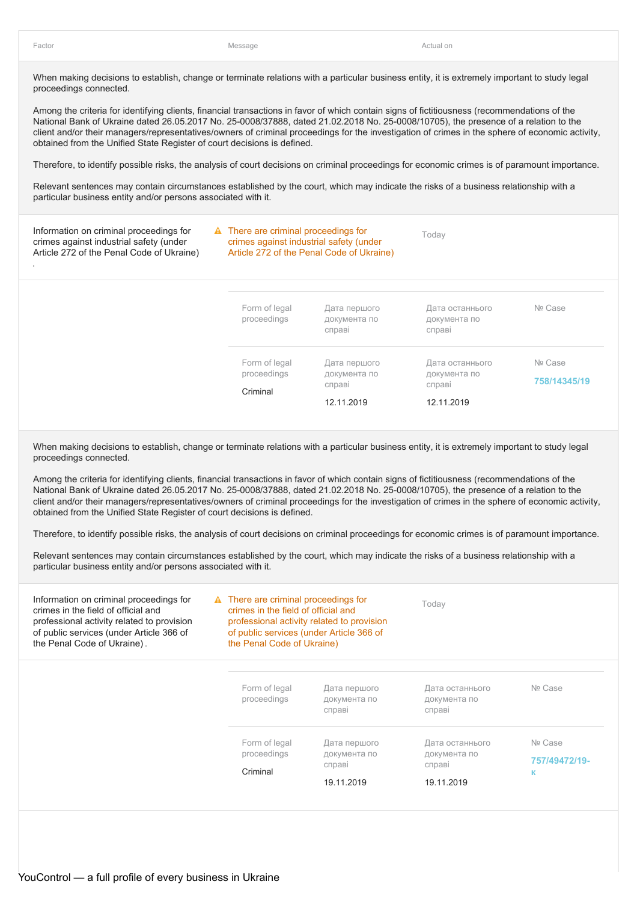| Factor | Message | Actual on |
|---|---|---|

When making decisions to establish, change or terminate relations with a particular business entity, it is extremely important to study legal proceedings connected.

Among the criteria for identifying clients, financial transactions in favor of which contain signs of fictitiousness (recommendations of the National Bank of Ukraine dated 26.05.2017 No. 25-0008/37888, dated 21.02.2018 No. 25-0008/10705), the presence of a relation to the client and/or their managers/representatives/owners of criminal proceedings for the investigation of crimes in the sphere of economic activity, obtained from the Unified State Register of court decisions is defined.

Therefore, to identify possible risks, the analysis of court decisions on criminal proceedings for economic crimes is of paramount importance.

Relevant sentences may contain circumstances established by the court, which may indicate the risks of a business relationship with a particular business entity and/or persons associated with it.

| Factor | Message | Actual on |
|---|---|---|
| Information on criminal proceedings for crimes against industrial safety (under Article 272 of the Penal Code of Ukraine) | ⚠ There are criminal proceedings for crimes against industrial safety (under Article 272 of the Penal Code of Ukraine) | Today |

| Form of legal proceedings | Дата першого документа по справі | Дата останнього документа по справі | № Case |
|---|---|---|---|
| Criminal | 12.11.2019 | 12.11.2019 | 758/14345/19 |

When making decisions to establish, change or terminate relations with a particular business entity, it is extremely important to study legal proceedings connected.

Among the criteria for identifying clients, financial transactions in favor of which contain signs of fictitiousness (recommendations of the National Bank of Ukraine dated 26.05.2017 No. 25-0008/37888, dated 21.02.2018 No. 25-0008/10705), the presence of a relation to the client and/or their managers/representatives/owners of criminal proceedings for the investigation of crimes in the sphere of economic activity, obtained from the Unified State Register of court decisions is defined.

Therefore, to identify possible risks, the analysis of court decisions on criminal proceedings for economic crimes is of paramount importance.

Relevant sentences may contain circumstances established by the court, which may indicate the risks of a business relationship with a particular business entity and/or persons associated with it.

| Factor | Message | Actual on |
|---|---|---|
| Information on criminal proceedings for crimes in the field of official and professional activity related to provision of public services (under Article 366 of the Penal Code of Ukraine) | ⚠ There are criminal proceedings for crimes in the field of official and professional activity related to provision of public services (under Article 366 of the Penal Code of Ukraine) | Today |

| Form of legal proceedings | Дата першого документа по справі | Дата останнього документа по справі | № Case |
|---|---|---|---|
| Criminal | 19.11.2019 | 19.11.2019 | 757/49472/19-к |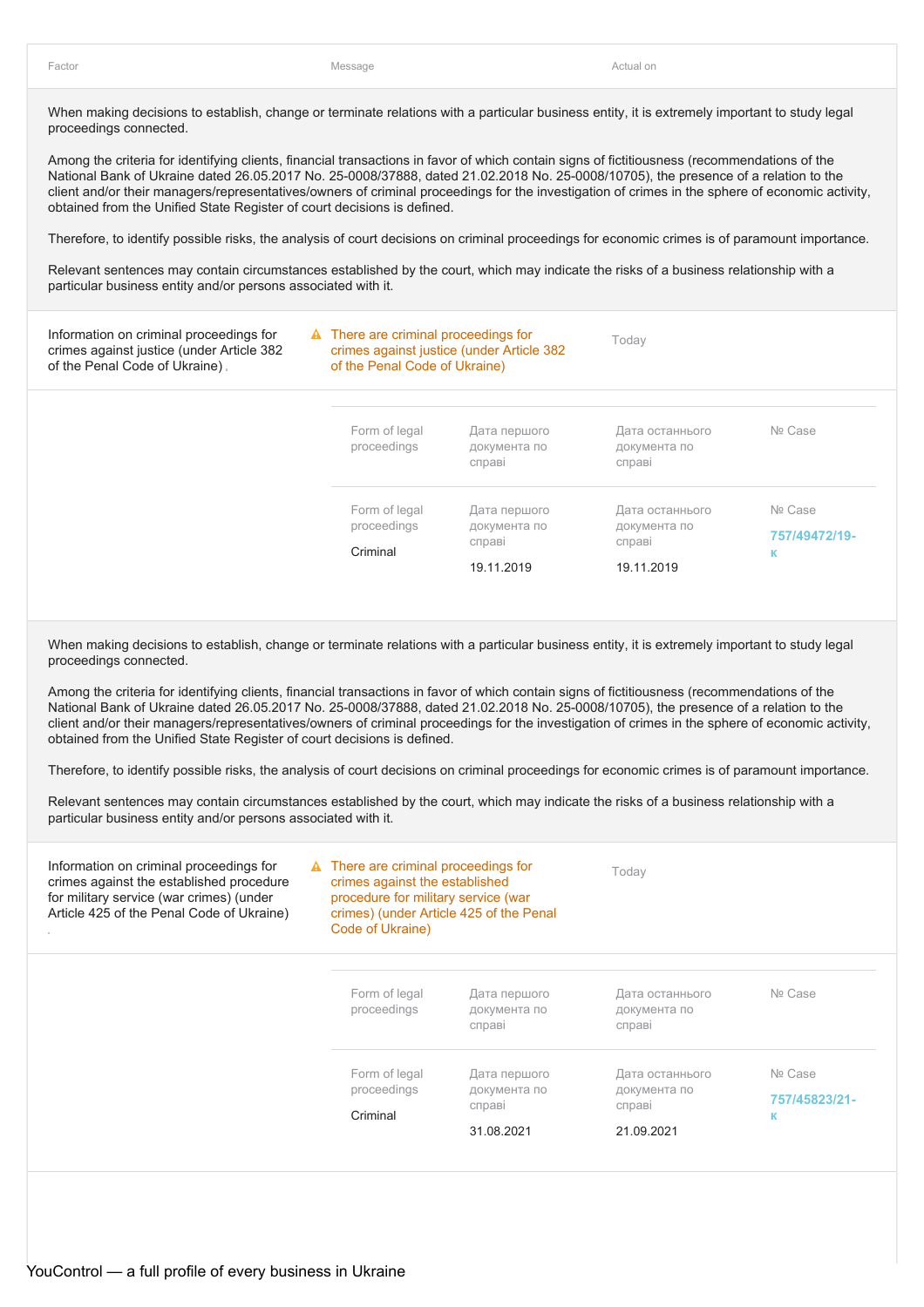| Factor | Message | Actual on |
| --- | --- | --- |

When making decisions to establish, change or terminate relations with a particular business entity, it is extremely important to study legal proceedings connected.

Among the criteria for identifying clients, financial transactions in favor of which contain signs of fictitiousness (recommendations of the National Bank of Ukraine dated 26.05.2017 No. 25-0008/37888, dated 21.02.2018 No. 25-0008/10705), the presence of a relation to the client and/or their managers/representatives/owners of criminal proceedings for the investigation of crimes in the sphere of economic activity, obtained from the Unified State Register of court decisions is defined.

Therefore, to identify possible risks, the analysis of court decisions on criminal proceedings for economic crimes is of paramount importance.

Relevant sentences may contain circumstances established by the court, which may indicate the risks of a business relationship with a particular business entity and/or persons associated with it.

| Factor | Message | Actual on |
| --- | --- | --- |
| Information on criminal proceedings for crimes against justice (under Article 382 of the Penal Code of Ukraine) | ⚠ There are criminal proceedings for crimes against justice (under Article 382 of the Penal Code of Ukraine) | Today |

| Form of legal proceedings | Дата першого документа по справі | Дата останнього документа по справі | № Case |
| --- | --- | --- | --- |
| Criminal | 19.11.2019 | 19.11.2019 | 757/49472/19-к |

When making decisions to establish, change or terminate relations with a particular business entity, it is extremely important to study legal proceedings connected.

Among the criteria for identifying clients, financial transactions in favor of which contain signs of fictitiousness (recommendations of the National Bank of Ukraine dated 26.05.2017 No. 25-0008/37888, dated 21.02.2018 No. 25-0008/10705), the presence of a relation to the client and/or their managers/representatives/owners of criminal proceedings for the investigation of crimes in the sphere of economic activity, obtained from the Unified State Register of court decisions is defined.

Therefore, to identify possible risks, the analysis of court decisions on criminal proceedings for economic crimes is of paramount importance.

Relevant sentences may contain circumstances established by the court, which may indicate the risks of a business relationship with a particular business entity and/or persons associated with it.

| Factor | Message | Actual on |
| --- | --- | --- |
| Information on criminal proceedings for crimes against the established procedure for military service (war crimes) (under Article 425 of the Penal Code of Ukraine) | ⚠ There are criminal proceedings for crimes against the established procedure for military service (war crimes) (under Article 425 of the Penal Code of Ukraine) | Today |

| Form of legal proceedings | Дата першого документа по справі | Дата останнього документа по справі | № Case |
| --- | --- | --- | --- |
| Criminal | 31.08.2021 | 21.09.2021 | 757/45823/21-к |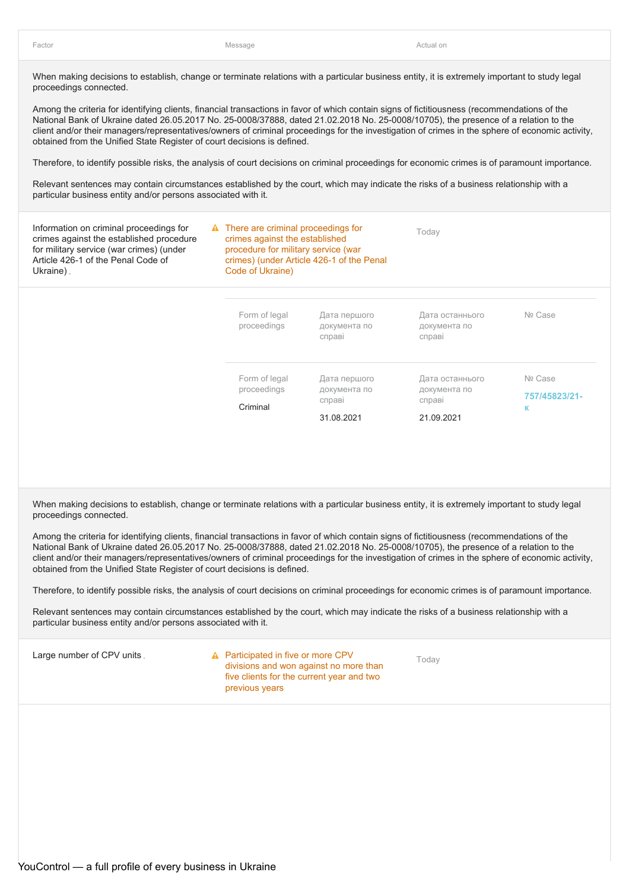| Factor | Message | Actual on |
|---|---|---|

When making decisions to establish, change or terminate relations with a particular business entity, it is extremely important to study legal proceedings connected.

Among the criteria for identifying clients, financial transactions in favor of which contain signs of fictitiousness (recommendations of the National Bank of Ukraine dated 26.05.2017 No. 25-0008/37888, dated 21.02.2018 No. 25-0008/10705), the presence of a relation to the client and/or their managers/representatives/owners of criminal proceedings for the investigation of crimes in the sphere of economic activity, obtained from the Unified State Register of court decisions is defined.

Therefore, to identify possible risks, the analysis of court decisions on criminal proceedings for economic crimes is of paramount importance.

Relevant sentences may contain circumstances established by the court, which may indicate the risks of a business relationship with a particular business entity and/or persons associated with it.

| Factor | Message | Actual on |
|---|---|---|
| Information on criminal proceedings for crimes against the established procedure for military service (war crimes) (under Article 426-1 of the Penal Code of Ukraine) | ⚠ There are criminal proceedings for crimes against the established procedure for military service (war crimes) (under Article 426-1 of the Penal Code of Ukraine) | Today |

| Form of legal proceedings | Дата першого документа по справі | Дата останнього документа по справі | № Case |
|---|---|---|---|
| Criminal | 31.08.2021 | 21.09.2021 | 757/45823/21-к |

When making decisions to establish, change or terminate relations with a particular business entity, it is extremely important to study legal proceedings connected.

Among the criteria for identifying clients, financial transactions in favor of which contain signs of fictitiousness (recommendations of the National Bank of Ukraine dated 26.05.2017 No. 25-0008/37888, dated 21.02.2018 No. 25-0008/10705), the presence of a relation to the client and/or their managers/representatives/owners of criminal proceedings for the investigation of crimes in the sphere of economic activity, obtained from the Unified State Register of court decisions is defined.

Therefore, to identify possible risks, the analysis of court decisions on criminal proceedings for economic crimes is of paramount importance.

Relevant sentences may contain circumstances established by the court, which may indicate the risks of a business relationship with a particular business entity and/or persons associated with it.

| Factor | Message | Actual on |
|---|---|---|
| Large number of CPV units | ⚠ Participated in five or more CPV divisions and won against no more than five clients for the current year and two previous years | Today |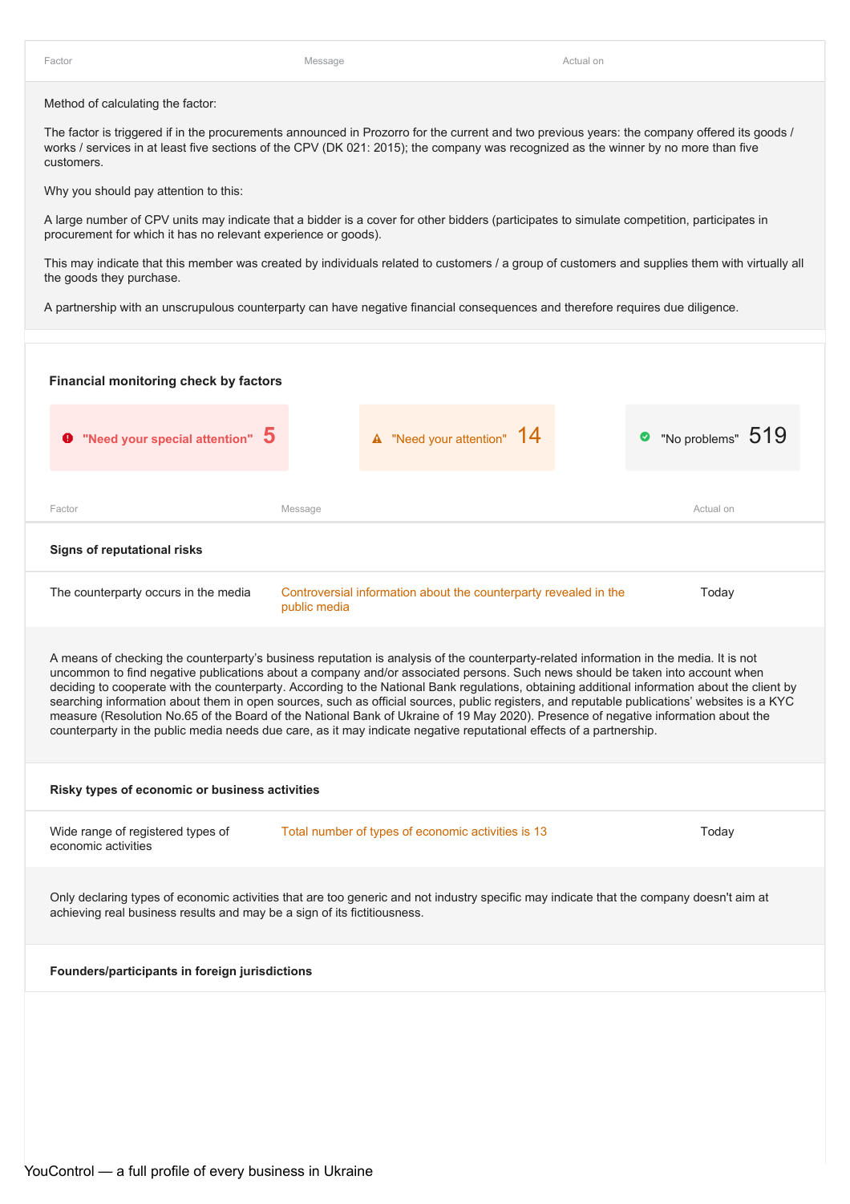| Factor | Message | Actual on |
|---|---|---|

Method of calculating the factor:

The factor is triggered if in the procurements announced in Prozorro for the current and two previous years: the company offered its goods / works / services in at least five sections of the CPV (DK 021: 2015); the company was recognized as the winner by no more than five customers.

Why you should pay attention to this:

A large number of CPV units may indicate that a bidder is a cover for other bidders (participates to simulate competition, participates in procurement for which it has no relevant experience or goods).

This may indicate that this member was created by individuals related to customers / a group of customers and supplies them with virtually all the goods they purchase.

A partnership with an unscrupulous counterparty can have negative financial consequences and therefore requires due diligence.

**Financial monitoring check by factors**

"Need your special attention" **5** | "Need your attention" **14** | "No problems" **519**

| Factor | Message | Actual on |
|---|---|---|
| **Signs of reputational risks** | | |
| The counterparty occurs in the media | Controversial information about the counterparty revealed in the public media | Today |

A means of checking the counterparty's business reputation is analysis of the counterparty-related information in the media. It is not uncommon to find negative publications about a company and/or associated persons. Such news should be taken into account when deciding to cooperate with the counterparty. According to the National Bank regulations, obtaining additional information about the client by searching information about them in open sources, such as official sources, public registers, and reputable publications' websites is a KYC measure (Resolution No.65 of the Board of the National Bank of Ukraine of 19 May 2020). Presence of negative information about the counterparty in the public media needs due care, as it may indicate negative reputational effects of a partnership.

| Factor | Message | Actual on |
|---|---|---|
| **Risky types of economic or business activities** | | |
| Wide range of registered types of economic activities | Total number of types of economic activities is 13 | Today |

Only declaring types of economic activities that are too generic and not industry specific may indicate that the company doesn't aim at achieving real business results and may be a sign of its fictitiousness.

**Founders/participants in foreign jurisdictions**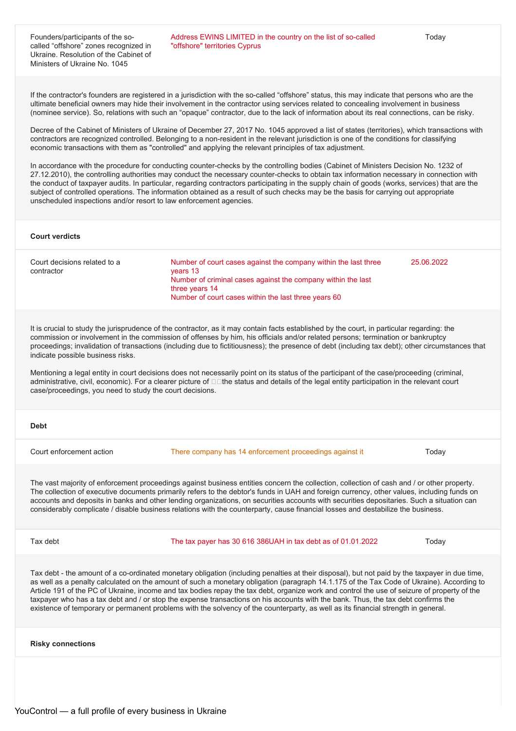| | | |
|---|---|---|
| Founders/participants of the so-called "offshore" zones recognized in Ukraine. Resolution of the Cabinet of Ministers of Ukraine No. 1045 | Address EWINS LIMITED in the country on the list of so-called "offshore" territories Cyprus | Today |

If the contractor's founders are registered in a jurisdiction with the so-called "offshore" status, this may indicate that persons who are the ultimate beneficial owners may hide their involvement in the contractor using services related to concealing involvement in business (nominee service). So, relations with such an "opaque" contractor, due to the lack of information about its real connections, can be risky.

Decree of the Cabinet of Ministers of Ukraine of December 27, 2017 No. 1045 approved a list of states (territories), which transactions with contractors are recognized controlled. Belonging to a non-resident in the relevant jurisdiction is one of the conditions for classifying economic transactions with them as "controlled" and applying the relevant principles of tax adjustment.

In accordance with the procedure for conducting counter-checks by the controlling bodies (Cabinet of Ministers Decision No. 1232 of 27.12.2010), the controlling authorities may conduct the necessary counter-checks to obtain tax information necessary in connection with the conduct of taxpayer audits. In particular, regarding contractors participating in the supply chain of goods (works, services) that are the subject of controlled operations. The information obtained as a result of such checks may be the basis for carrying out appropriate unscheduled inspections and/or resort to law enforcement agencies.

**Court verdicts**

| | | |
|---|---|---|
| Court decisions related to a contractor | Number of court cases against the company within the last three years 13<br>Number of criminal cases against the company within the last three years 14<br>Number of court cases within the last three years 60 | 25.06.2022 |

It is crucial to study the jurisprudence of the contractor, as it may contain facts established by the court, in particular regarding: the commission or involvement in the commission of offenses by him, his officials and/or related persons; termination or bankruptcy proceedings; invalidation of transactions (including due to fictitiousness); the presence of debt (including tax debt); other circumstances that indicate possible business risks.

Mentioning a legal entity in court decisions does not necessarily point on its status of the participant of the case/proceeding (criminal, administrative, civil, economic). For a clearer picture of the status and details of the legal entity participation in the relevant court case/proceedings, you need to study the court decisions.

**Debt**

| | | |
|---|---|---|
| Court enforcement action | There company has 14 enforcement proceedings against it | Today |

The vast majority of enforcement proceedings against business entities concern the collection, collection of cash and / or other property. The collection of executive documents primarily refers to the debtor's funds in UAH and foreign currency, other values, including funds on accounts and deposits in banks and other lending organizations, on securities accounts with securities depositaries. Such a situation can considerably complicate / disable business relations with the counterparty, cause financial losses and destabilize the business.

| | | |
|---|---|---|
| Tax debt | The tax payer has 30 616 386UAH in tax debt as of 01.01.2022 | Today |

Tax debt - the amount of a co-ordinated monetary obligation (including penalties at their disposal), but not paid by the taxpayer in due time, as well as a penalty calculated on the amount of such a monetary obligation (paragraph 14.1.175 of the Tax Code of Ukraine). According to Article 191 of the PC of Ukraine, income and tax bodies repay the tax debt, organize work and control the use of seizure of property of the taxpayer who has a tax debt and / or stop the expense transactions on his accounts with the bank. Thus, the tax debt confirms the existence of temporary or permanent problems with the solvency of the counterparty, as well as its financial strength in general.

**Risky connections**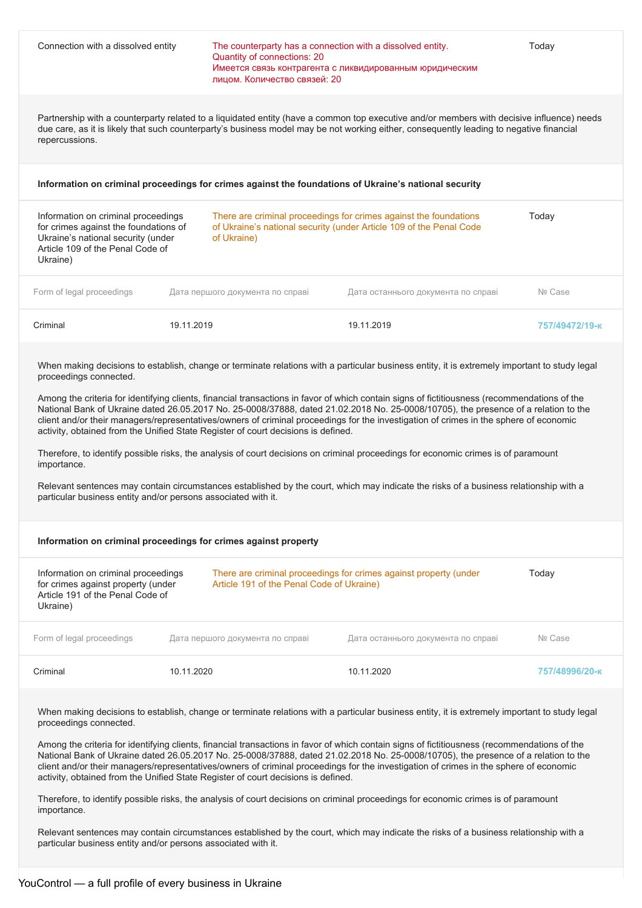| Connection with a dissolved entity | The counterparty has a connection with a dissolved entity. Quantity of connections: 20 Имеется связь контрагента с ликвидированным юридическим лицом. Количество связей: 20 | Today |
|---|---|---|

Partnership with a counterparty related to a liquidated entity (have a common top executive and/or members with decisive influence) needs due care, as it is likely that such counterparty's business model may be not working either, consequently leading to negative financial repercussions.

**Information on criminal proceedings for crimes against the foundations of Ukraine's national security**

| Information on criminal proceedings for crimes against the foundations of Ukraine's national security (under Article 109 of the Penal Code of Ukraine) | There are criminal proceedings for crimes against the foundations of Ukraine's national security (under Article 109 of the Penal Code of Ukraine) | Today |
|---|---|---|

| Form of legal proceedings | Дата першого документа по справі | Дата останнього документа по справі | № Case |
|---|---|---|---|
| Criminal | 19.11.2019 | 19.11.2019 | 757/49472/19-к |

When making decisions to establish, change or terminate relations with a particular business entity, it is extremely important to study legal proceedings connected.

Among the criteria for identifying clients, financial transactions in favor of which contain signs of fictitiousness (recommendations of the National Bank of Ukraine dated 26.05.2017 No. 25-0008/37888, dated 21.02.2018 No. 25-0008/10705), the presence of a relation to the client and/or their managers/representatives/owners of criminal proceedings for the investigation of crimes in the sphere of economic activity, obtained from the Unified State Register of court decisions is defined.

Therefore, to identify possible risks, the analysis of court decisions on criminal proceedings for economic crimes is of paramount importance.

Relevant sentences may contain circumstances established by the court, which may indicate the risks of a business relationship with a particular business entity and/or persons associated with it.

**Information on criminal proceedings for crimes against property**

| Information on criminal proceedings for crimes against property (under Article 191 of the Penal Code of Ukraine) | There are criminal proceedings for crimes against property (under Article 191 of the Penal Code of Ukraine) | Today |
|---|---|---|

| Form of legal proceedings | Дата першого документа по справі | Дата останнього документа по справі | № Case |
|---|---|---|---|
| Criminal | 10.11.2020 | 10.11.2020 | 757/48996/20-к |

When making decisions to establish, change or terminate relations with a particular business entity, it is extremely important to study legal proceedings connected.

Among the criteria for identifying clients, financial transactions in favor of which contain signs of fictitiousness (recommendations of the National Bank of Ukraine dated 26.05.2017 No. 25-0008/37888, dated 21.02.2018 No. 25-0008/10705), the presence of a relation to the client and/or their managers/representatives/owners of criminal proceedings for the investigation of crimes in the sphere of economic activity, obtained from the Unified State Register of court decisions is defined.

Therefore, to identify possible risks, the analysis of court decisions on criminal proceedings for economic crimes is of paramount importance.

Relevant sentences may contain circumstances established by the court, which may indicate the risks of a business relationship with a particular business entity and/or persons associated with it.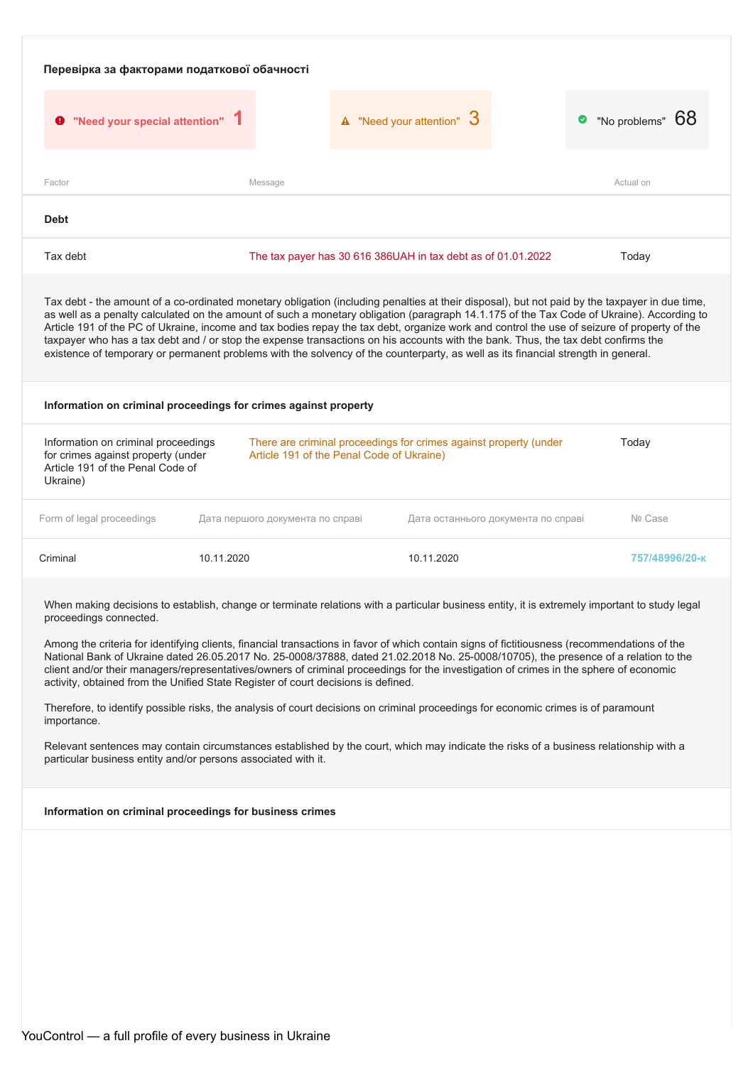## Перевірка за факторами податкової обачності

| "Need your special attention" | "Need your attention" | "No problems" |
|---|---|---|
| 1 | 3 | 68 |

| Factor | Message | Actual on |
|---|---|---|
| **Debt** | | |
| Tax debt | The tax payer has 30 616 386UAH in tax debt as of 01.01.2022 | Today |

Tax debt - the amount of a co-ordinated monetary obligation (including penalties at their disposal), but not paid by the taxpayer in due time, as well as a penalty calculated on the amount of such a monetary obligation (paragraph 14.1.175 of the Tax Code of Ukraine). According to Article 191 of the PC of Ukraine, income and tax bodies repay the tax debt, organize work and control the use of seizure of property of the taxpayer who has a tax debt and / or stop the expense transactions on his accounts with the bank. Thus, the tax debt confirms the existence of temporary or permanent problems with the solvency of the counterparty, as well as its financial strength in general.

### Information on criminal proceedings for crimes against property

| Factor | Message | Actual on |
|---|---|---|
| Information on criminal proceedings for crimes against property (under Article 191 of the Penal Code of Ukraine) | There are criminal proceedings for crimes against property (under Article 191 of the Penal Code of Ukraine) | Today |

| Form of legal proceedings | Дата першого документа по справі | Дата останнього документа по справі | № Case |
|---|---|---|---|
| Criminal | 10.11.2020 | 10.11.2020 | 757/48996/20-к |

When making decisions to establish, change or terminate relations with a particular business entity, it is extremely important to study legal proceedings connected.

Among the criteria for identifying clients, financial transactions in favor of which contain signs of fictitiousness (recommendations of the National Bank of Ukraine dated 26.05.2017 No. 25-0008/37888, dated 21.02.2018 No. 25-0008/10705), the presence of a relation to the client and/or their managers/representatives/owners of criminal proceedings for the investigation of crimes in the sphere of economic activity, obtained from the Unified State Register of court decisions is defined.

Therefore, to identify possible risks, the analysis of court decisions on criminal proceedings for economic crimes is of paramount importance.

Relevant sentences may contain circumstances established by the court, which may indicate the risks of a business relationship with a particular business entity and/or persons associated with it.

### Information on criminal proceedings for business crimes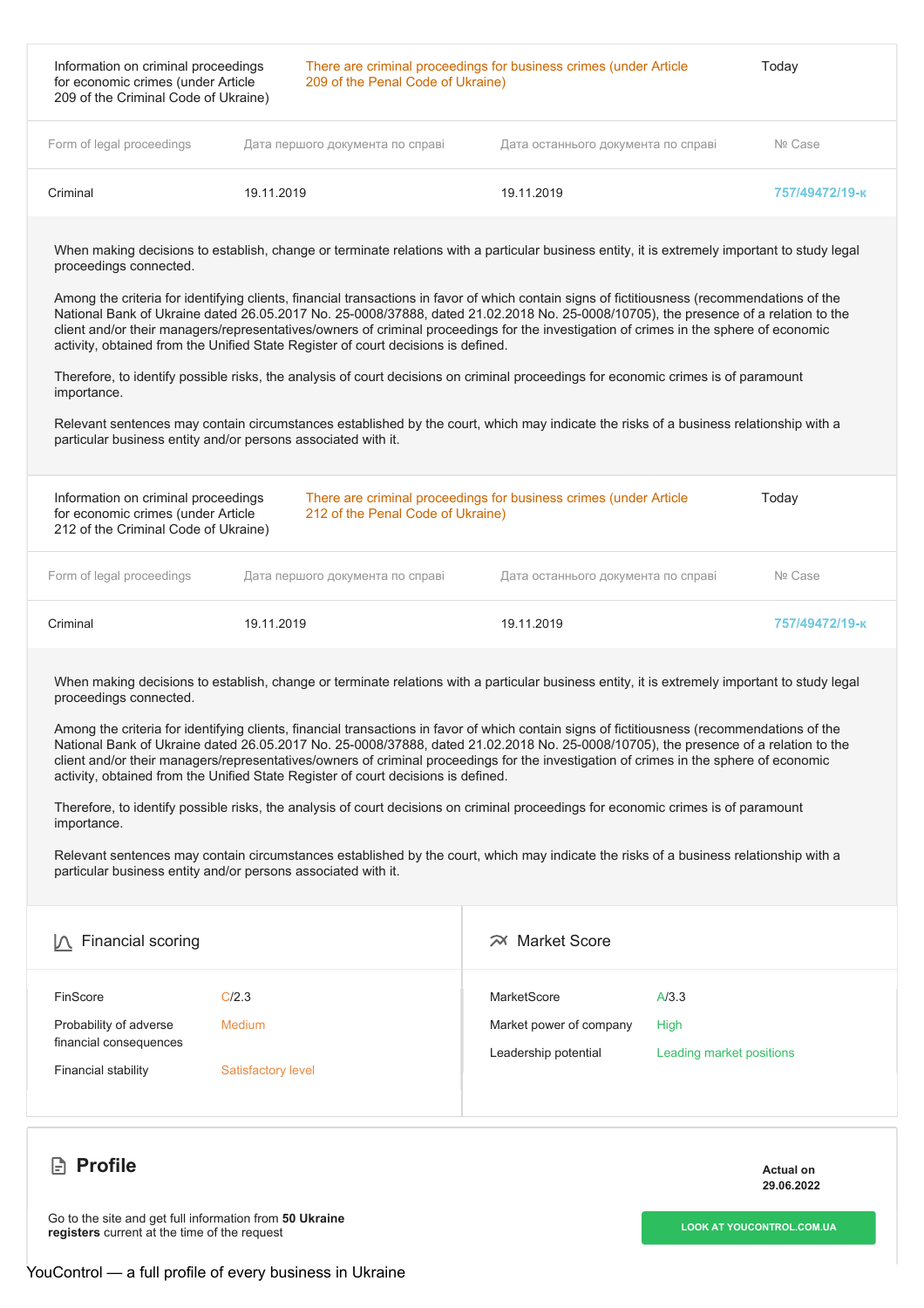| Information on criminal proceedings for economic crimes (under Article 209 of the Criminal Code of Ukraine) | There are criminal proceedings for business crimes (under Article 209 of the Penal Code of Ukraine) | Today |
|---|---|---|

| Form of legal proceedings | Дата першого документа по справі | Дата останнього документа по справі | № Case |
|---|---|---|---|
| Criminal | 19.11.2019 | 19.11.2019 | 757/49472/19-к |

When making decisions to establish, change or terminate relations with a particular business entity, it is extremely important to study legal proceedings connected.

Among the criteria for identifying clients, financial transactions in favor of which contain signs of fictitiousness (recommendations of the National Bank of Ukraine dated 26.05.2017 No. 25-0008/37888, dated 21.02.2018 No. 25-0008/10705), the presence of a relation to the client and/or their managers/representatives/owners of criminal proceedings for the investigation of crimes in the sphere of economic activity, obtained from the Unified State Register of court decisions is defined.

Therefore, to identify possible risks, the analysis of court decisions on criminal proceedings for economic crimes is of paramount importance.

Relevant sentences may contain circumstances established by the court, which may indicate the risks of a business relationship with a particular business entity and/or persons associated with it.

| Information on criminal proceedings for economic crimes (under Article 212 of the Criminal Code of Ukraine) | There are criminal proceedings for business crimes (under Article 212 of the Penal Code of Ukraine) | Today |
|---|---|---|

| Form of legal proceedings | Дата першого документа по справі | Дата останнього документа по справі | № Case |
|---|---|---|---|
| Criminal | 19.11.2019 | 19.11.2019 | 757/49472/19-к |

When making decisions to establish, change or terminate relations with a particular business entity, it is extremely important to study legal proceedings connected.

Among the criteria for identifying clients, financial transactions in favor of which contain signs of fictitiousness (recommendations of the National Bank of Ukraine dated 26.05.2017 No. 25-0008/37888, dated 21.02.2018 No. 25-0008/10705), the presence of a relation to the client and/or their managers/representatives/owners of criminal proceedings for the investigation of crimes in the sphere of economic activity, obtained from the Unified State Register of court decisions is defined.

Therefore, to identify possible risks, the analysis of court decisions on criminal proceedings for economic crimes is of paramount importance.

Relevant sentences may contain circumstances established by the court, which may indicate the risks of a business relationship with a particular business entity and/or persons associated with it.

## Financial scoring

| | |
|---|---|
| FinScore | C/2.3 |
| Probability of adverse financial consequences | Medium |
| Financial stability | Satisfactory level |

## Market Score

| | |
|---|---|
| MarketScore | A/3.3 |
| Market power of company | High |
| Leadership potential | Leading market positions |

# Profile

**Actual on 29.06.2022**

Go to the site and get full information from **50 Ukraine registers** current at the time of the request

LOOK AT YOUCONTROL.COM.UA

YouControl — a full profile of every business in Ukraine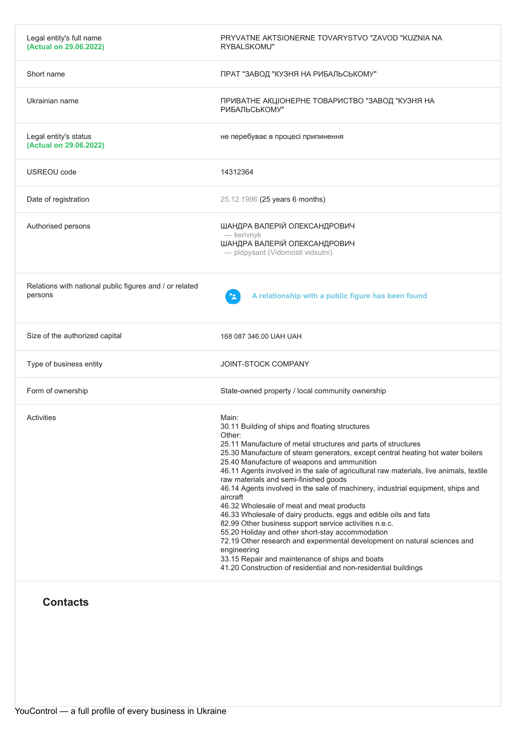| | |
|---|---|
| Legal entity's full name **(Actual on 29.06.2022)** | PRYVATNE AKTSIONERNE TOVARYSTVO "ZAVOD "KUZNIA NA RYBALSKOMU" |
| Short name | ПРАТ "ЗАВОД "КУЗНЯ НА РИБАЛЬСЬКОМУ" |
| Ukrainian name | ПРИВАТНЕ АКЦІОНЕРНЕ ТОВАРИСТВО "ЗАВОД "КУЗНЯ НА РИБАЛЬСЬКОМУ" |
| Legal entity's status **(Actual on 29.06.2022)** | не перебуває в процесі припинення |
| USREOU code | 14312364 |
| Date of registration | 25.12.1996 (25 years 6 months) |
| Authorised persons | ШАНДРА ВАЛЕРІЙ ОЛЕКСАНДРОВИЧ — kerivnyk<br>ШАНДРА ВАЛЕРІЙ ОЛЕКСАНДРОВИЧ — pidpysant (Vidomosti vidsutni) |
| Relations with national public figures and / or related persons | A relationship with a public figure has been found |
| Size of the authorized capital | 168 087 346.00 UAH UAH |
| Type of business entity | JOINT-STOCK COMPANY |
| Form of ownership | State-owned property / local community ownership |
| Activities | Main:<br>30.11 Building of ships and floating structures<br>Other:<br>25.11 Manufacture of metal structures and parts of structures<br>25.30 Manufacture of steam generators, except central heating hot water boilers<br>25.40 Manufacture of weapons and ammunition<br>46.11 Agents involved in the sale of agricultural raw materials, live animals, textile raw materials and semi-finished goods<br>46.14 Agents involved in the sale of machinery, industrial equipment, ships and aircraft<br>46.32 Wholesale of meat and meat products<br>46.33 Wholesale of dairy products, eggs and edible oils and fats<br>82.99 Other business support service activities n.e.c.<br>55.20 Holiday and other short-stay accommodation<br>72.19 Other research and experimental development on natural sciences and engineering<br>33.15 Repair and maintenance of ships and boats<br>41.20 Construction of residential and non-residential buildings |

## Contacts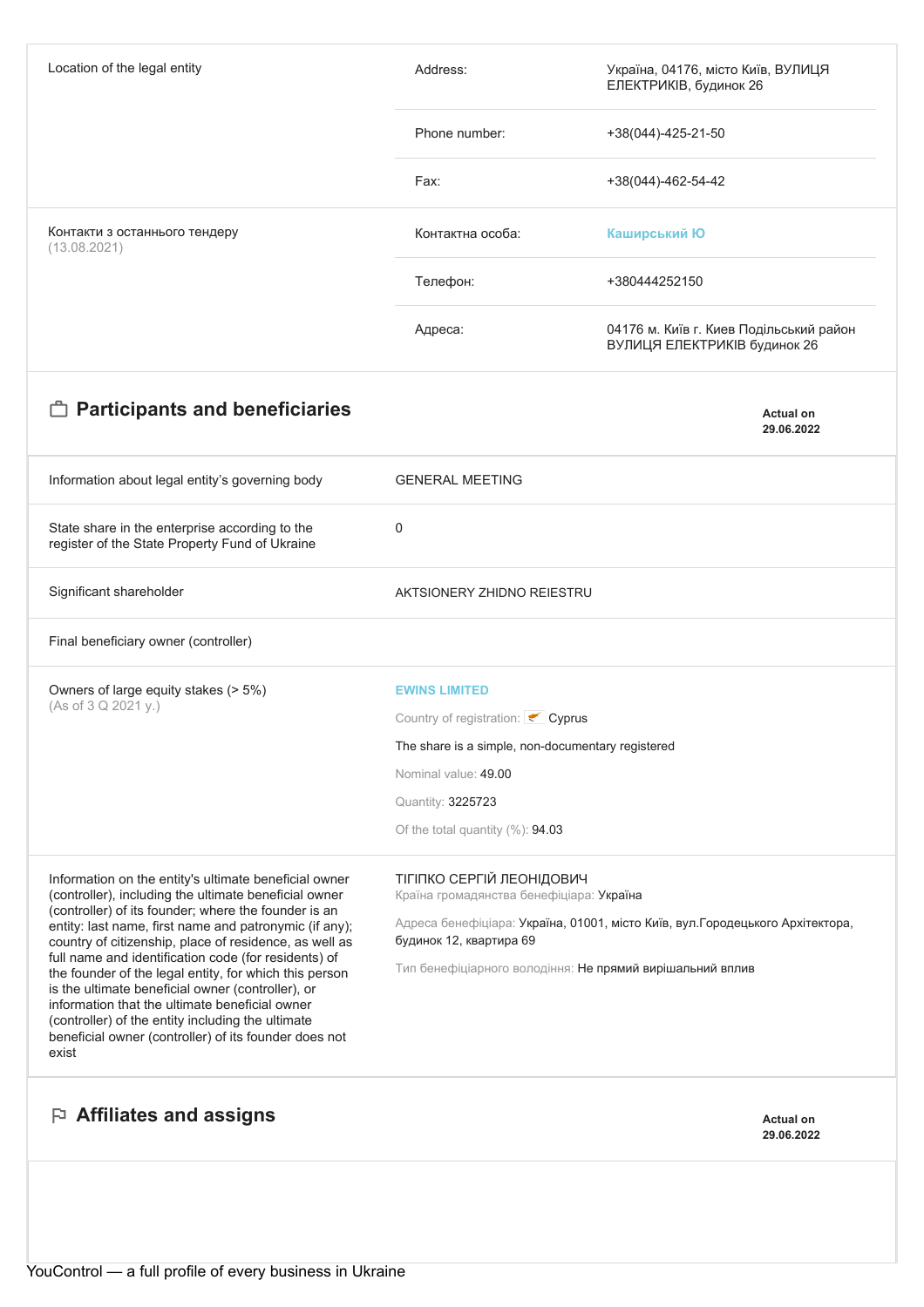| Location of the legal entity | Address: | Україна, 04176, місто Київ, ВУЛИЦЯ ЕЛЕКТРИКІВ, будинок 26 |
|---|---|---|
| | Phone number: | +38(044)-425-21-50 |
| | Fax: | +38(044)-462-54-42 |
| Контакти з останнього тендеру (13.08.2021) | Контактна особа: | Каширський Ю |
| | Телефон: | +380444252150 |
| | Адреса: | 04176 м. Київ г. Киев Подільський район ВУЛИЦЯ ЕЛЕКТРИКІВ будинок 26 |

## Participants and beneficiaries

**Actual on 29.06.2022**

| | |
|---|---|
| Information about legal entity's governing body | GENERAL MEETING |
| State share in the enterprise according to the register of the State Property Fund of Ukraine | 0 |
| Significant shareholder | AKTSIONERY ZHIDNO REIESTRU |
| Final beneficiary owner (controller) | |
| Owners of large equity stakes (> 5%) (As of 3 Q 2021 y.) | **EWINS LIMITED**<br>Country of registration: Cyprus<br>The share is a simple, non-documentary registered<br>Nominal value: 49.00<br>Quantity: 3225723<br>Of the total quantity (%): 94.03 |
| Information on the entity's ultimate beneficial owner (controller), including the ultimate beneficial owner (controller) of its founder; where the founder is an entity: last name, first name and patronymic (if any); country of citizenship, place of residence, as well as full name and identification code (for residents) of the founder of the legal entity, for which this person is the ultimate beneficial owner (controller), or information that the ultimate beneficial owner (controller) of the entity including the ultimate beneficial owner (controller) of its founder does not exist | ТІГІПКО СЕРГІЙ ЛЕОНІДОВИЧ<br>Країна громадянства бенефіціара: Україна<br>Адреса бенефіціара: Україна, 01001, місто Київ, вул.Городецького Архітектора, будинок 12, квартира 69<br>Тип бенефіціарного володіння: Не прямий вирішальний вплив |

## Affiliates and assigns

**Actual on 29.06.2022**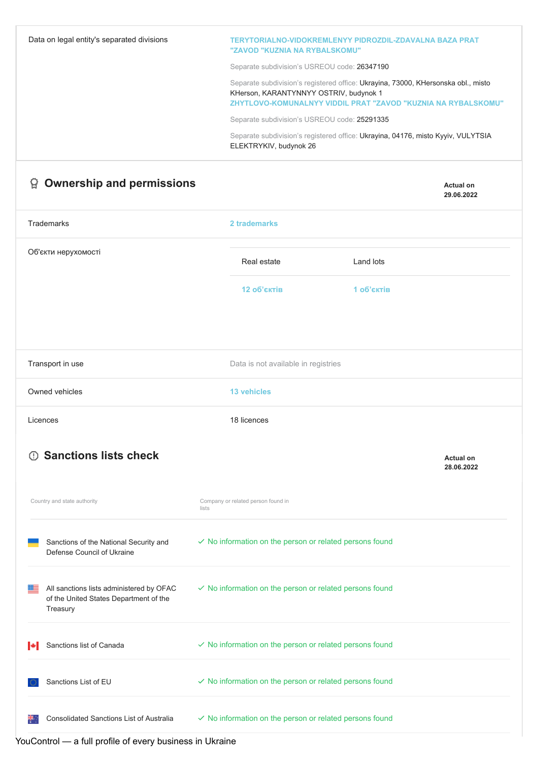| | |
|---|---|
| Data on legal entity's separated divisions | TERYTORIALNO-VIDOKREMLENYY PIDROZDIL-ZDAVALNA BAZA PRAT "ZAVOD "KUZNIA NA RYBALSKOMU"<br>Separate subdivision's USREOU code: 26347190<br>Separate subdivision's registered office: Ukrayina, 73000, KHersonska obl., misto KHerson, KARANTYNNYY OSTRIV, budynok 1<br>ZHYTLOVO-KOMUNALNYY VIDDIL PRAT "ZAVOD "KUZNIA NA RYBALSKOMU"<br>Separate subdivision's USREOU code: 25291335<br>Separate subdivision's registered office: Ukrayina, 04176, misto Kyyiv, VULYTSIA ELEKTRYKIV, budynok 26 |

## Ownership and permissions

**Actual on 29.06.2022**

| | |
|---|---|
| Trademarks | 2 trademarks |
| Об'єкти нерухомості | Real estate: 12 об'єктів<br>Land lots: 1 об'єктів |
| Transport in use | Data is not available in registries |
| Owned vehicles | 13 vehicles |
| Licences | 18 licences |

## Sanctions lists check

**Actual on 28.06.2022**

| Country and state authority | Company or related person found in lists |
|---|---|
| Sanctions of the National Security and Defense Council of Ukraine | ✓ No information on the person or related persons found |
| All sanctions lists administered by OFAC of the United States Department of the Treasury | ✓ No information on the person or related persons found |
| Sanctions list of Canada | ✓ No information on the person or related persons found |
| Sanctions List of EU | ✓ No information on the person or related persons found |
| Consolidated Sanctions List of Australia | ✓ No information on the person or related persons found |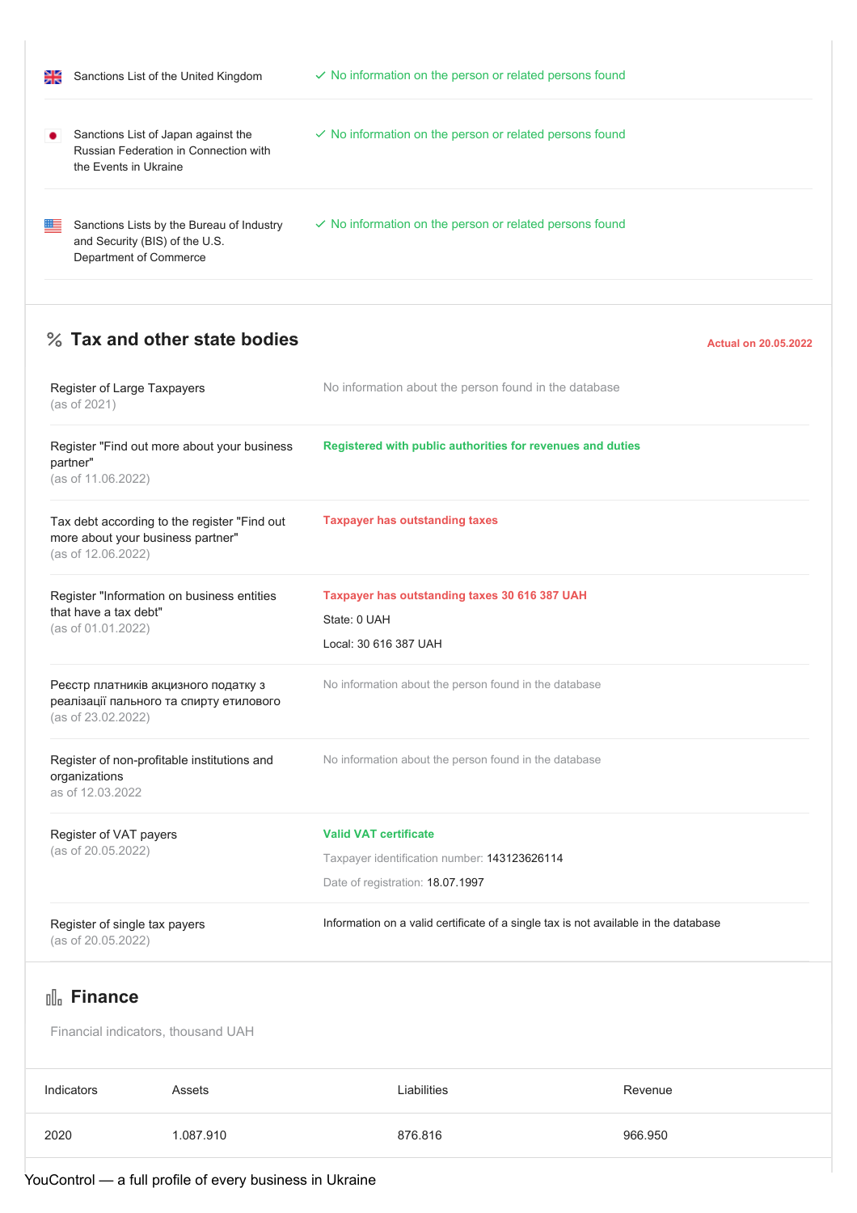| | |
|---|---|
| Sanctions List of the United Kingdom | ✓ No information on the person or related persons found |
| Sanctions List of Japan against the Russian Federation in Connection with the Events in Ukraine | ✓ No information on the person or related persons found |
| Sanctions Lists by the Bureau of Industry and Security (BIS) of the U.S. Department of Commerce | ✓ No information on the person or related persons found |

## % Tax and other state bodies

**Actual on 20.05.2022**

| | |
|---|---|
| Register of Large Taxpayers (as of 2021) | No information about the person found in the database |
| Register "Find out more about your business partner" (as of 11.06.2022) | **Registered with public authorities for revenues and duties** |
| Tax debt according to the register "Find out more about your business partner" (as of 12.06.2022) | **Taxpayer has outstanding taxes** |
| Register "Information on business entities that have a tax debt" (as of 01.01.2022) | **Taxpayer has outstanding taxes 30 616 387 UAH**<br>State: 0 UAH<br>Local: 30 616 387 UAH |
| Реєстр платників акцизного податку з реалізації пального та спирту етилового (as of 23.02.2022) | No information about the person found in the database |
| Register of non-profitable institutions and organizations as of 12.03.2022 | No information about the person found in the database |
| Register of VAT payers (as of 20.05.2022) | **Valid VAT certificate**<br>Taxpayer identification number: 143123626114<br>Date of registration: 18.07.1997 |
| Register of single tax payers (as of 20.05.2022) | Information on a valid certificate of a single tax is not available in the database |

## Finance

Financial indicators, thousand UAH

| Indicators | Assets | Liabilities | Revenue |
|---|---|---|---|
| 2020 | 1.087.910 | 876.816 | 966.950 |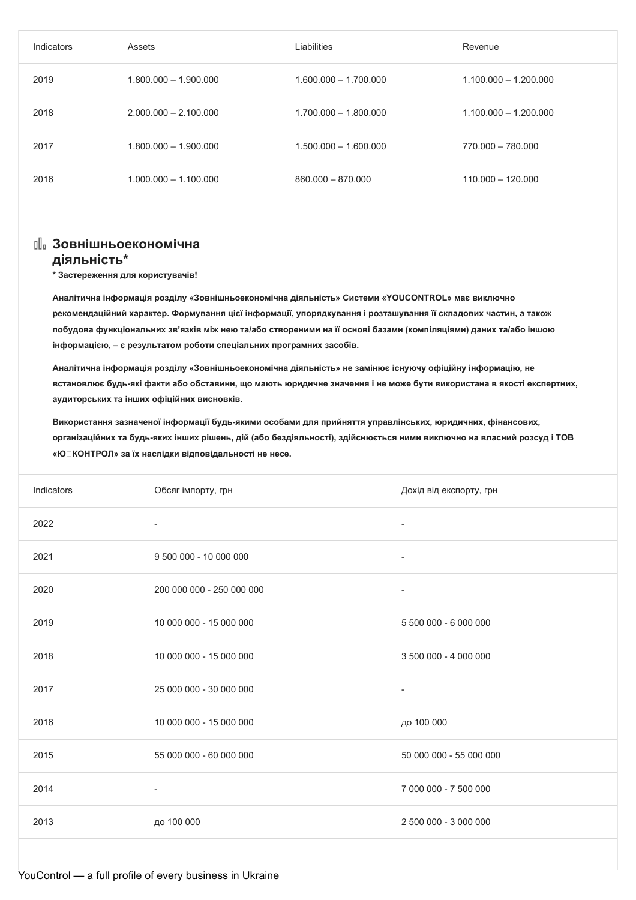| Indicators | Assets | Liabilities | Revenue |
|---|---|---|---|
| 2019 | 1.800.000 – 1.900.000 | 1.600.000 – 1.700.000 | 1.100.000 – 1.200.000 |
| 2018 | 2.000.000 – 2.100.000 | 1.700.000 – 1.800.000 | 1.100.000 – 1.200.000 |
| 2017 | 1.800.000 – 1.900.000 | 1.500.000 – 1.600.000 | 770.000 – 780.000 |
| 2016 | 1.000.000 – 1.100.000 | 860.000 – 870.000 | 110.000 – 120.000 |

## Зовнішньоекономічна діяльність*

**\* Застереження для користувачів!**

**Аналітична інформація розділу «Зовнішньоекономічна діяльність» Системи «YOUCONTROL» має виключно рекомендаційний характер. Формування цієї інформації, упорядкування і розташування її складових частин, а також побудова функціональних зв'язків між нею та/або створеними на її основі базами (компіляціями) даних та/або іншою інформацією, – є результатом роботи спеціальних програмних засобів.**

**Аналітична інформація розділу «Зовнішньоекономічна діяльність» не замінює існуючу офіційну інформацію, не встановлює будь-які факти або обставини, що мають юридичне значення і не може бути використана в якості експертних, аудиторських та інших офіційних висновків.**

**Використання зазначеної інформації будь-якими особами для прийняття управлінських, юридичних, фінансових, організаційних та будь-яких інших рішень, дій (або бездіяльності), здійснюється ними виключно на власний розсуд і ТОВ «Ю□КОНТРОЛ» за їх наслідки відповідальності не несе.**

| Indicators | Обсяг імпорту, грн | Дохід від експорту, грн |
|---|---|---|
| 2022 | - | - |
| 2021 | 9 500 000 - 10 000 000 | - |
| 2020 | 200 000 000 - 250 000 000 | - |
| 2019 | 10 000 000 - 15 000 000 | 5 500 000 - 6 000 000 |
| 2018 | 10 000 000 - 15 000 000 | 3 500 000 - 4 000 000 |
| 2017 | 25 000 000 - 30 000 000 | - |
| 2016 | 10 000 000 - 15 000 000 | до 100 000 |
| 2015 | 55 000 000 - 60 000 000 | 50 000 000 - 55 000 000 |
| 2014 | - | 7 000 000 - 7 500 000 |
| 2013 | до 100 000 | 2 500 000 - 3 000 000 |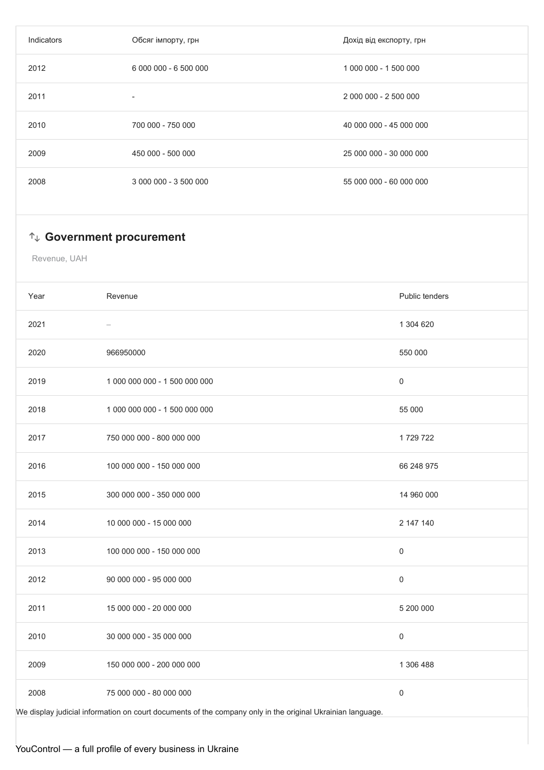| Indicators | Обсяг імпорту, грн | Дохід від експорту, грн |
|---|---|---|
| 2012 | 6 000 000 - 6 500 000 | 1 000 000 - 1 500 000 |
| 2011 | - | 2 000 000 - 2 500 000 |
| 2010 | 700 000 - 750 000 | 40 000 000 - 45 000 000 |
| 2009 | 450 000 - 500 000 | 25 000 000 - 30 000 000 |
| 2008 | 3 000 000 - 3 500 000 | 55 000 000 - 60 000 000 |

### ↑↓ Government procurement

Revenue, UAH

| Year | Revenue | Public tenders |
|---|---|---|
| 2021 | – | 1 304 620 |
| 2020 | 966950000 | 550 000 |
| 2019 | 1 000 000 000 - 1 500 000 000 | 0 |
| 2018 | 1 000 000 000 - 1 500 000 000 | 55 000 |
| 2017 | 750 000 000 - 800 000 000 | 1 729 722 |
| 2016 | 100 000 000 - 150 000 000 | 66 248 975 |
| 2015 | 300 000 000 - 350 000 000 | 14 960 000 |
| 2014 | 10 000 000 - 15 000 000 | 2 147 140 |
| 2013 | 100 000 000 - 150 000 000 | 0 |
| 2012 | 90 000 000 - 95 000 000 | 0 |
| 2011 | 15 000 000 - 20 000 000 | 5 200 000 |
| 2010 | 30 000 000 - 35 000 000 | 0 |
| 2009 | 150 000 000 - 200 000 000 | 1 306 488 |
| 2008 | 75 000 000 - 80 000 000 | 0 |

We display judicial information on court documents of the company only in the original Ukrainian language.

YouControl — a full profile of every business in Ukraine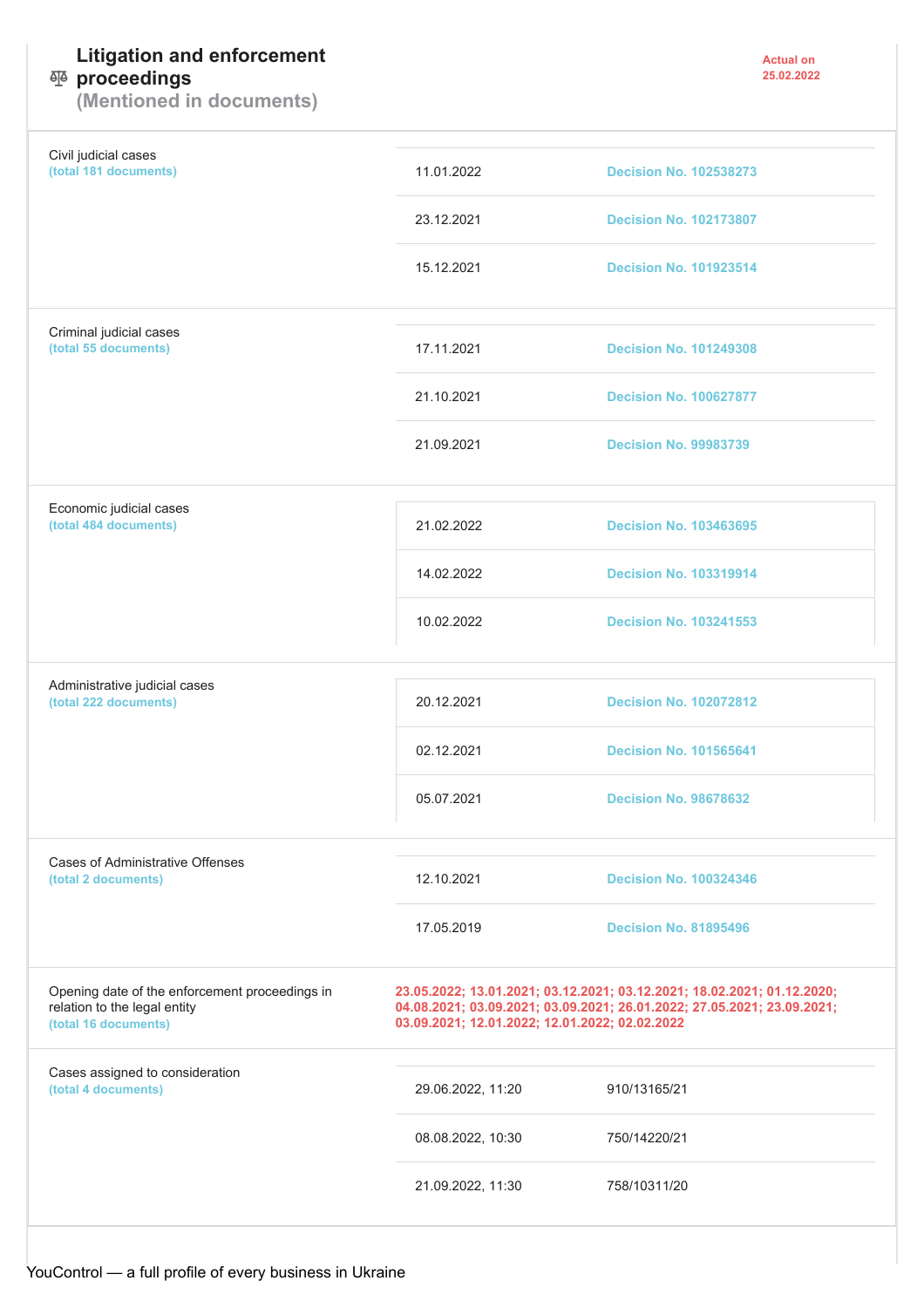## ⚖ Litigation and enforcement proceedings (Mentioned in documents)

**Actual on 25.02.2022**

| Category | Date | Document |
|---|---|---|
| Civil judicial cases (total 181 documents) | 11.01.2022 | Decision No. 102538273 |
| | 23.12.2021 | Decision No. 102173807 |
| | 15.12.2021 | Decision No. 101923514 |
| Criminal judicial cases (total 55 documents) | 17.11.2021 | Decision No. 101249308 |
| | 21.10.2021 | Decision No. 100627877 |
| | 21.09.2021 | Decision No. 99983739 |
| Economic judicial cases (total 484 documents) | 21.02.2022 | Decision No. 103463695 |
| | 14.02.2022 | Decision No. 103319914 |
| | 10.02.2022 | Decision No. 103241553 |
| Administrative judicial cases (total 222 documents) | 20.12.2021 | Decision No. 102072812 |
| | 02.12.2021 | Decision No. 101565641 |
| | 05.07.2021 | Decision No. 98678632 |
| Cases of Administrative Offenses (total 2 documents) | 12.10.2021 | Decision No. 100324346 |
| | 17.05.2019 | Decision No. 81895496 |
| Opening date of the enforcement proceedings in relation to the legal entity (total 16 documents) | 23.05.2022; 13.01.2021; 03.12.2021; 03.12.2021; 18.02.2021; 01.12.2020; 04.08.2021; 03.09.2021; 03.09.2021; 26.01.2022; 27.05.2021; 23.09.2021; 03.09.2021; 12.01.2022; 12.01.2022; 02.02.2022 | |
| Cases assigned to consideration (total 4 documents) | 29.06.2022, 11:20 | 910/13165/21 |
| | 08.08.2022, 10:30 | 750/14220/21 |
| | 21.09.2022, 11:30 | 758/10311/20 |

YouControl — a full profile of every business in Ukraine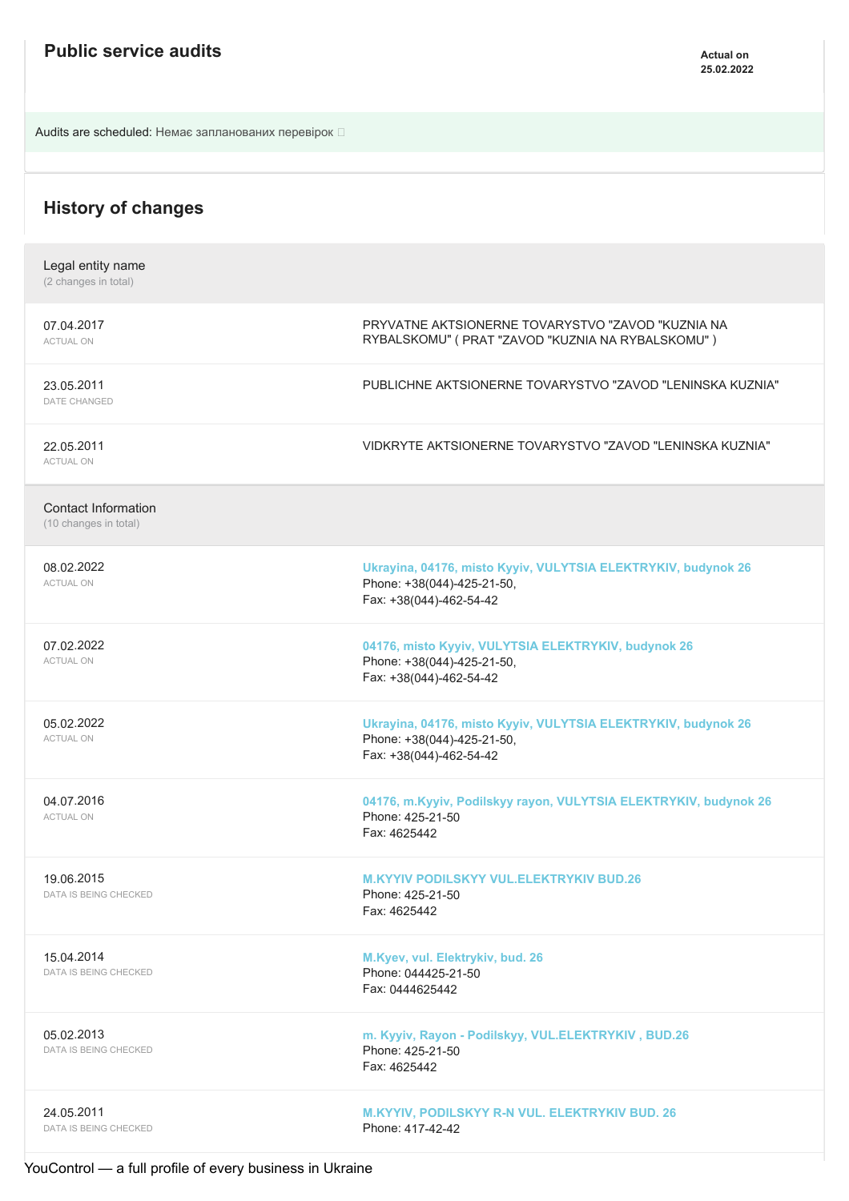## Public service audits

**Actual on 25.02.2022**

Audits are scheduled: Немає запланованих перевірок

## History of changes

| Legal entity name (2 changes in total) | |
|---|---|
| 07.04.2017 ACTUAL ON | PRYVATNE AKTSIONERNE TOVARYSTVO "ZAVOD "KUZNIA NA RYBALSKOMU" ( PRAT "ZAVOD "KUZNIA NA RYBALSKOMU" ) |
| 23.05.2011 DATE CHANGED | PUBLICHNE AKTSIONERNE TOVARYSTVO "ZAVOD "LENINSKA KUZNIA" |
| 22.05.2011 ACTUAL ON | VIDKRYTE AKTSIONERNE TOVARYSTVO "ZAVOD "LENINSKA KUZNIA" |

| Contact Information (10 changes in total) | |
|---|---|
| 08.02.2022 ACTUAL ON | **Ukrayina, 04176, misto Kyyiv, VULYTSIA ELEKTRYKIV, budynok 26** Phone: +38(044)-425-21-50, Fax: +38(044)-462-54-42 |
| 07.02.2022 ACTUAL ON | **04176, misto Kyyiv, VULYTSIA ELEKTRYKIV, budynok 26** Phone: +38(044)-425-21-50, Fax: +38(044)-462-54-42 |
| 05.02.2022 ACTUAL ON | **Ukrayina, 04176, misto Kyyiv, VULYTSIA ELEKTRYKIV, budynok 26** Phone: +38(044)-425-21-50, Fax: +38(044)-462-54-42 |
| 04.07.2016 ACTUAL ON | **04176, m.Kyyiv, Podilskyy rayon, VULYTSIA ELEKTRYKIV, budynok 26** Phone: 425-21-50 Fax: 4625442 |
| 19.06.2015 DATA IS BEING CHECKED | **M.KYYIV PODILSKYY VUL.ELEKTRYKIV BUD.26** Phone: 425-21-50 Fax: 4625442 |
| 15.04.2014 DATA IS BEING CHECKED | **M.Kyev, vul. Elektrykiv, bud. 26** Phone: 044425-21-50 Fax: 0444625442 |
| 05.02.2013 DATA IS BEING CHECKED | **m. Kyyiv, Rayon - Podilskyy, VUL.ELEKTRYKIV , BUD.26** Phone: 425-21-50 Fax: 4625442 |
| 24.05.2011 DATA IS BEING CHECKED | **M.KYYIV, PODILSKYY R-N VUL. ELEKTRYKIV BUD. 26** Phone: 417-42-42 |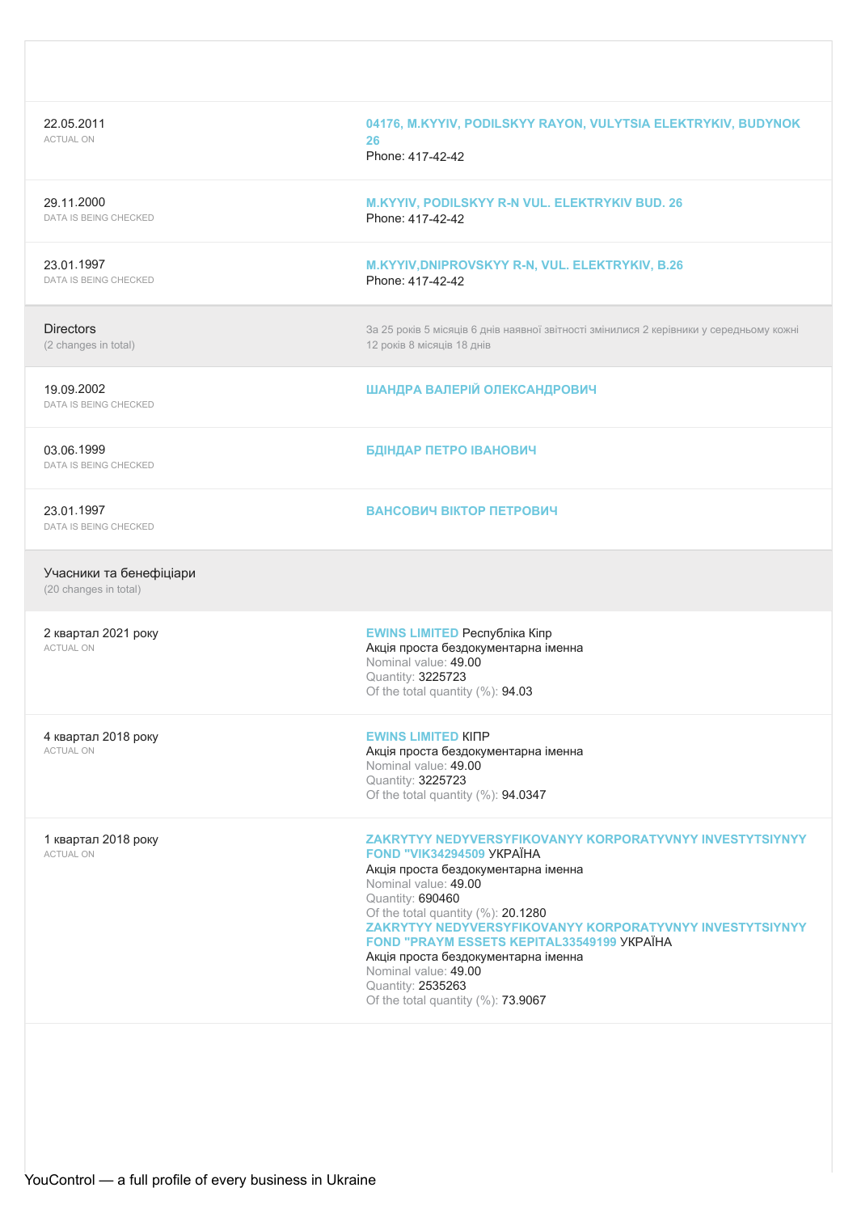| | |
|---|---|
| 22.05.2011<br>ACTUAL ON | **04176, M.KYYIV, PODILSKYY RAYON, VULYTSIA ELEKTRYKIV, BUDYNOK 26**<br>Phone: 417-42-42 |
| 29.11.2000<br>DATA IS BEING CHECKED | **M.KYYIV, PODILSKYY R-N VUL. ELEKTRYKIV BUD. 26**<br>Phone: 417-42-42 |
| 23.01.1997<br>DATA IS BEING CHECKED | **M.KYYIV,DNIPROVSKYY R-N, VUL. ELEKTRYKIV, B.26**<br>Phone: 417-42-42 |

## Directors

(2 changes in total)

За 25 років 5 місяців 6 днів наявної звітності змінилися 2 керівники у середньому кожні 12 років 8 місяців 18 днів

| | |
|---|---|
| 19.09.2002<br>DATA IS BEING CHECKED | **ШАНДРА ВАЛЕРІЙ ОЛЕКСАНДРОВИЧ** |
| 03.06.1999<br>DATA IS BEING CHECKED | **БДІНДАР ПЕТРО ІВАНОВИЧ** |
| 23.01.1997<br>DATA IS BEING CHECKED | **ВАНСОВИЧ ВІКТОР ПЕТРОВИЧ** |

## Учасники та бенефіціари

(20 changes in total)

| | |
|---|---|
| 2 квартал 2021 року<br>ACTUAL ON | **EWINS LIMITED** Республіка Кіпр<br>Акція проста бездокументарна іменна<br>Nominal value: 49.00<br>Quantity: 3225723<br>Of the total quantity (%): 94.03 |
| 4 квартал 2018 року<br>ACTUAL ON | **EWINS LIMITED** КІПР<br>Акція проста бездокументарна іменна<br>Nominal value: 49.00<br>Quantity: 3225723<br>Of the total quantity (%): 94.0347 |
| 1 квартал 2018 року<br>ACTUAL ON | **ZAKRYTYY NEDYVERSYFIKOVANYY KORPORATYVNYY INVESTYTSIYNYY FOND "VIK34294509** УКРАЇНА<br>Акція проста бездокументарна іменна<br>Nominal value: 49.00<br>Quantity: 690460<br>Of the total quantity (%): 20.1280<br>**ZAKRYTYY NEDYVERSYFIKOVANYY KORPORATYVNYY INVESTYTSIYNYY FOND "PRAYM ESSETS KEPITAL33549199** УКРАЇНА<br>Акція проста бездокументарна іменна<br>Nominal value: 49.00<br>Quantity: 2535263<br>Of the total quantity (%): 73.9067 |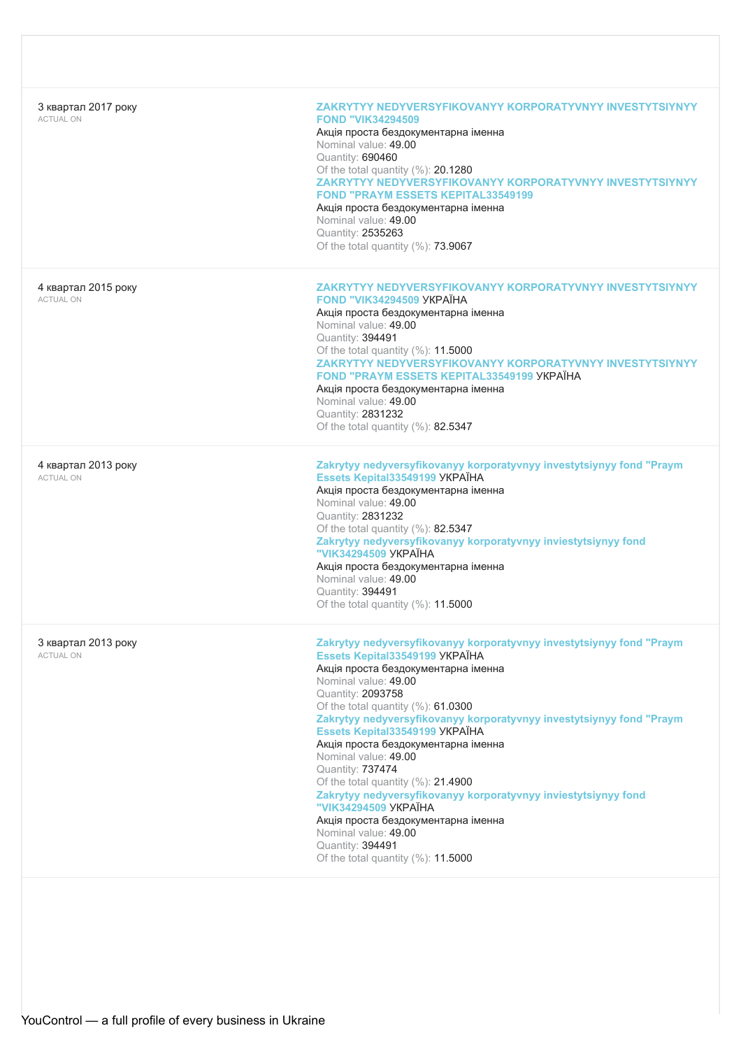| | |
|---|---|
| 3 квартал 2017 року<br>ACTUAL ON | **ZAKRYTYY NEDYVERSYFIKOVANYY KORPORATYVNYY INVESTYTSIYNYY FOND "VIK34294509**<br>Акція проста бездокументарна іменна<br>Nominal value: 49.00<br>Quantity: 690460<br>Of the total quantity (%): 20.1280<br>**ZAKRYTYY NEDYVERSYFIKOVANYY KORPORATYVNYY INVESTYTSIYNYY FOND "PRAYM ESSETS KEPITAL33549199**<br>Акція проста бездокументарна іменна<br>Nominal value: 49.00<br>Quantity: 2535263<br>Of the total quantity (%): 73.9067 |
| 4 квартал 2015 року<br>ACTUAL ON | **ZAKRYTYY NEDYVERSYFIKOVANYY KORPORATYVNYY INVESTYTSIYNYY FOND "VIK34294509** УКРАЇНА<br>Акція проста бездокументарна іменна<br>Nominal value: 49.00<br>Quantity: 394491<br>Of the total quantity (%): 11.5000<br>**ZAKRYTYY NEDYVERSYFIKOVANYY KORPORATYVNYY INVESTYTSIYNYY FOND "PRAYM ESSETS KEPITAL33549199** УКРАЇНА<br>Акція проста бездокументарна іменна<br>Nominal value: 49.00<br>Quantity: 2831232<br>Of the total quantity (%): 82.5347 |
| 4 квартал 2013 року<br>ACTUAL ON | **Zakrytyy nedyversyfikovanyy korporatyvnyy investytsiynyy fond "Praym Essets Kepital33549199** УКРАЇНА<br>Акція проста бездокументарна іменна<br>Nominal value: 49.00<br>Quantity: 2831232<br>Of the total quantity (%): 82.5347<br>**Zakrytyy nedyversyfikovanyy korporatyvnyy inviestytsiynyy fond "VIK34294509** УКРАЇНА<br>Акція проста бездокументарна іменна<br>Nominal value: 49.00<br>Quantity: 394491<br>Of the total quantity (%): 11.5000 |
| 3 квартал 2013 року<br>ACTUAL ON | **Zakrytyy nedyversyfikovanyy korporatyvnyy investytsiynyy fond "Praym Essets Kepital33549199** УКРАЇНА<br>Акція проста бездокументарна іменна<br>Nominal value: 49.00<br>Quantity: 2093758<br>Of the total quantity (%): 61.0300<br>**Zakrytyy nedyversyfikovanyy korporatyvnyy investytsiynyy fond "Praym Essets Kepital33549199** УКРАЇНА<br>Акція проста бездокументарна іменна<br>Nominal value: 49.00<br>Quantity: 737474<br>Of the total quantity (%): 21.4900<br>**Zakrytyy nedyversyfikovanyy korporatyvnyy inviestytsiynyy fond "VIK34294509** УКРАЇНА<br>Акція проста бездокументарна іменна<br>Nominal value: 49.00<br>Quantity: 394491<br>Of the total quantity (%): 11.5000 |

YouControl — a full profile of every business in Ukraine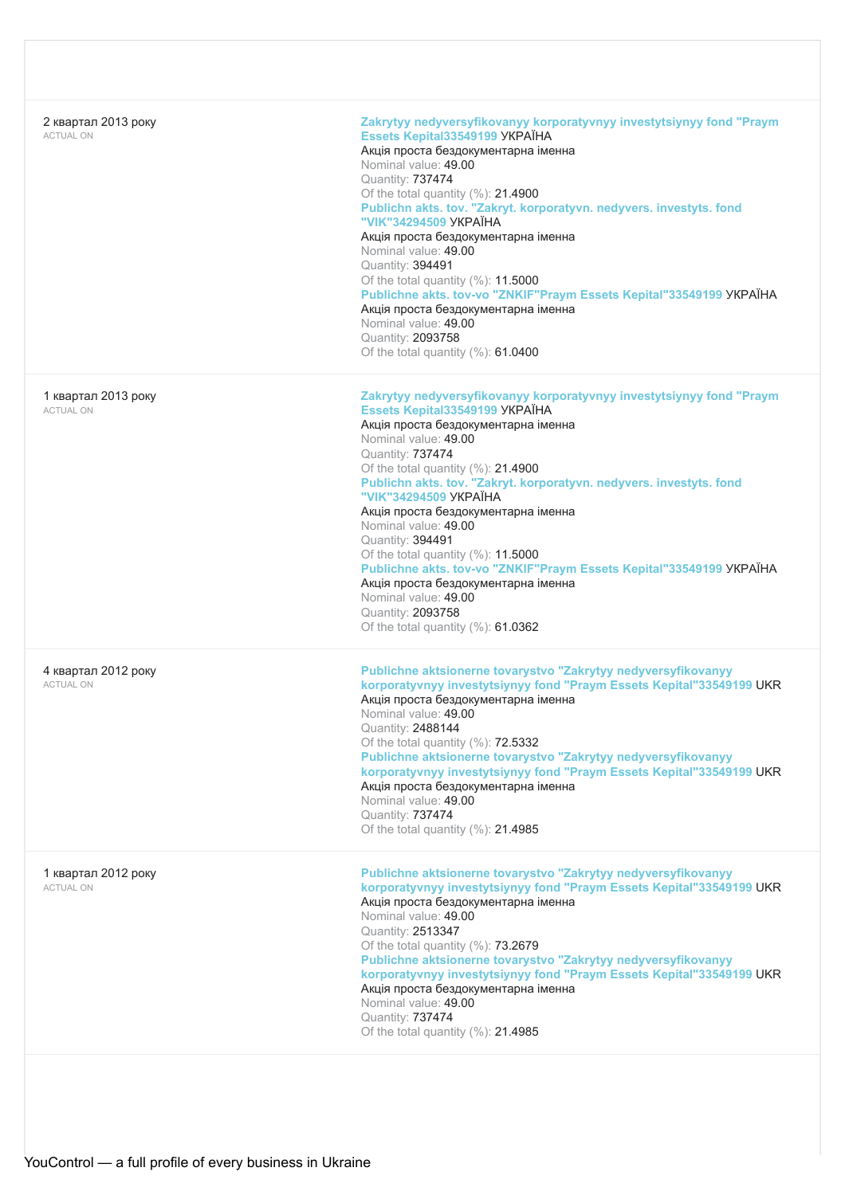| | |
|---|---|
| 2 квартал 2013 року<br>ACTUAL ON | **Zakrytyy nedyversyfikovanyy korporatyvnyy investytsiynyy fond "Praym Essets Kepital33549199** УКРАЇНА<br>Акція проста бездокументарна іменна<br>Nominal value: 49.00<br>Quantity: 737474<br>Of the total quantity (%): 21.4900<br>**Publichn akts. tov. "Zakryt. korporatyvn. nedyvers. investyts. fond "VIK"34294509** УКРАЇНА<br>Акція проста бездокументарна іменна<br>Nominal value: 49.00<br>Quantity: 394491<br>Of the total quantity (%): 11.5000<br>**Publichne akts. tov-vo "ZNKIF"Praym Essets Kepital"33549199** УКРАЇНА<br>Акція проста бездокументарна іменна<br>Nominal value: 49.00<br>Quantity: 2093758<br>Of the total quantity (%): 61.0400 |
| 1 квартал 2013 року<br>ACTUAL ON | **Zakrytyy nedyversyfikovanyy korporatyvnyy investytsiynyy fond "Praym Essets Kepital33549199** УКРАЇНА<br>Акція проста бездокументарна іменна<br>Nominal value: 49.00<br>Quantity: 737474<br>Of the total quantity (%): 21.4900<br>**Publichn akts. tov. "Zakryt. korporatyvn. nedyvers. investyts. fond "VIK"34294509** УКРАЇНА<br>Акція проста бездокументарна іменна<br>Nominal value: 49.00<br>Quantity: 394491<br>Of the total quantity (%): 11.5000<br>**Publichne akts. tov-vo "ZNKIF"Praym Essets Kepital"33549199** УКРАЇНА<br>Акція проста бездокументарна іменна<br>Nominal value: 49.00<br>Quantity: 2093758<br>Of the total quantity (%): 61.0362 |
| 4 квартал 2012 року<br>ACTUAL ON | **Publichne aktsionerne tovarystvo "Zakrytyy nedyversyfikovanyy korporatyvnyy investytsiynyy fond "Praym Essets Kepital"33549199** UKR<br>Акція проста бездокументарна іменна<br>Nominal value: 49.00<br>Quantity: 2488144<br>Of the total quantity (%): 72.5332<br>**Publichne aktsionerne tovarystvo "Zakrytyy nedyversyfikovanyy korporatyvnyy investytsiynyy fond "Praym Essets Kepital"33549199** UKR<br>Акція проста бездокументарна іменна<br>Nominal value: 49.00<br>Quantity: 737474<br>Of the total quantity (%): 21.4985 |
| 1 квартал 2012 року<br>ACTUAL ON | **Publichne aktsionerne tovarystvo "Zakrytyy nedyversyfikovanyy korporatyvnyy investytsiynyy fond "Praym Essets Kepital"33549199** UKR<br>Акція проста бездокументарна іменна<br>Nominal value: 49.00<br>Quantity: 2513347<br>Of the total quantity (%): 73.2679<br>**Publichne aktsionerne tovarystvo "Zakrytyy nedyversyfikovanyy korporatyvnyy investytsiynyy fond "Praym Essets Kepital"33549199** UKR<br>Акція проста бездокументарна іменна<br>Nominal value: 49.00<br>Quantity: 737474<br>Of the total quantity (%): 21.4985 |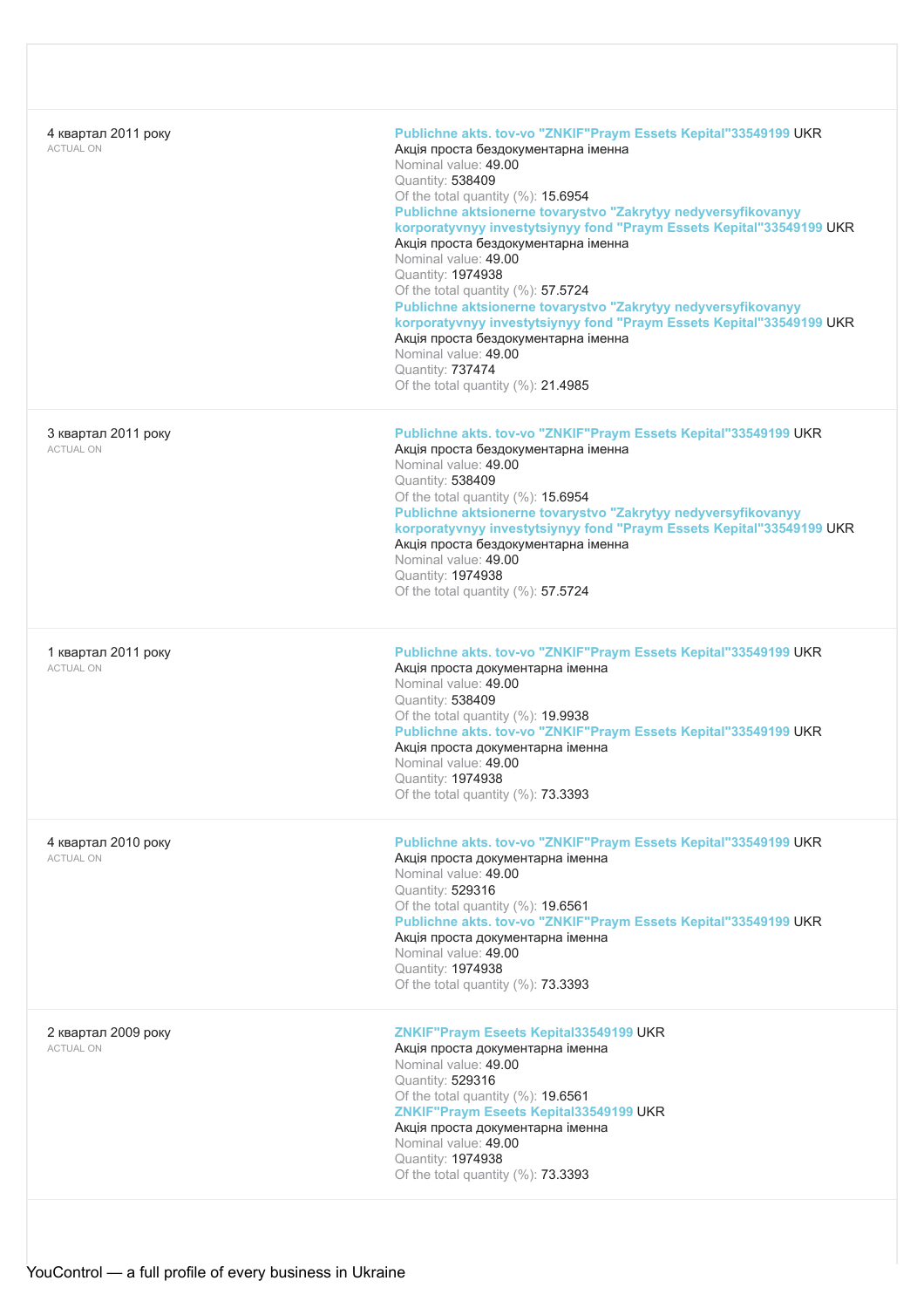| | |
|---|---|
| 4 квартал 2011 року<br>ACTUAL ON | **Publichne akts. tov-vo "ZNKIF"Praym Essets Kepital"33549199** UKR<br>Акція проста бездокументарна іменна<br>Nominal value: 49.00<br>Quantity: 538409<br>Of the total quantity (%): 15.6954<br>**Publichne aktsionerne tovarystvo "Zakrytyy nedyversyfikovanyy korporatyvnyy investytsiynyy fond "Praym Essets Kepital"33549199** UKR<br>Акція проста бездокументарна іменна<br>Nominal value: 49.00<br>Quantity: 1974938<br>Of the total quantity (%): 57.5724<br>**Publichne aktsionerne tovarystvo "Zakrytyy nedyversyfikovanyy korporatyvnyy investytsiynyy fond "Praym Essets Kepital"33549199** UKR<br>Акція проста бездокументарна іменна<br>Nominal value: 49.00<br>Quantity: 737474<br>Of the total quantity (%): 21.4985 |
| 3 квартал 2011 року<br>ACTUAL ON | **Publichne akts. tov-vo "ZNKIF"Praym Essets Kepital"33549199** UKR<br>Акція проста бездокументарна іменна<br>Nominal value: 49.00<br>Quantity: 538409<br>Of the total quantity (%): 15.6954<br>**Publichne aktsionerne tovarystvo "Zakrytyy nedyversyfikovanyy korporatyvnyy investytsiynyy fond "Praym Essets Kepital"33549199** UKR<br>Акція проста бездокументарна іменна<br>Nominal value: 49.00<br>Quantity: 1974938<br>Of the total quantity (%): 57.5724 |
| 1 квартал 2011 року<br>ACTUAL ON | **Publichne akts. tov-vo "ZNKIF"Praym Essets Kepital"33549199** UKR<br>Акція проста документарна іменна<br>Nominal value: 49.00<br>Quantity: 538409<br>Of the total quantity (%): 19.9938<br>**Publichne akts. tov-vo "ZNKIF"Praym Essets Kepital"33549199** UKR<br>Акція проста документарна іменна<br>Nominal value: 49.00<br>Quantity: 1974938<br>Of the total quantity (%): 73.3393 |
| 4 квартал 2010 року<br>ACTUAL ON | **Publichne akts. tov-vo "ZNKIF"Praym Essets Kepital"33549199** UKR<br>Акція проста документарна іменна<br>Nominal value: 49.00<br>Quantity: 529316<br>Of the total quantity (%): 19.6561<br>**Publichne akts. tov-vo "ZNKIF"Praym Essets Kepital"33549199** UKR<br>Акція проста документарна іменна<br>Nominal value: 49.00<br>Quantity: 1974938<br>Of the total quantity (%): 73.3393 |
| 2 квартал 2009 року<br>ACTUAL ON | **ZNKIF"Praym Eseets Kepital33549199** UKR<br>Акція проста документарна іменна<br>Nominal value: 49.00<br>Quantity: 529316<br>Of the total quantity (%): 19.6561<br>**ZNKIF"Praym Eseets Kepital33549199** UKR<br>Акція проста документарна іменна<br>Nominal value: 49.00<br>Quantity: 1974938<br>Of the total quantity (%): 73.3393 |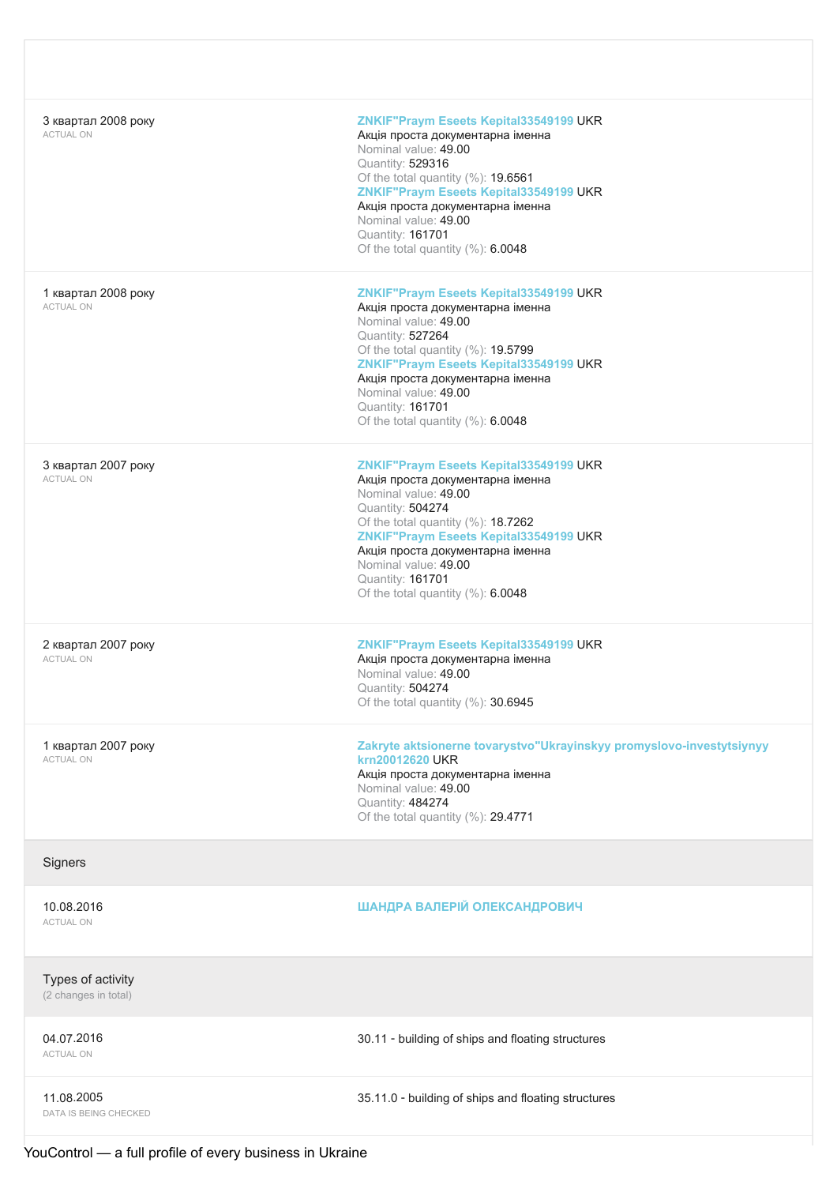| | |
|---|---|
| 3 квартал 2008 року<br>ACTUAL ON | ZNKIF"Praym Eseets Kepital33549199 UKR<br>Акція проста документарна іменна<br>Nominal value: 49.00<br>Quantity: 529316<br>Of the total quantity (%): 19.6561<br>ZNKIF"Praym Eseets Kepital33549199 UKR<br>Акція проста документарна іменна<br>Nominal value: 49.00<br>Quantity: 161701<br>Of the total quantity (%): 6.0048 |
| 1 квартал 2008 року<br>ACTUAL ON | ZNKIF"Praym Eseets Kepital33549199 UKR<br>Акція проста документарна іменна<br>Nominal value: 49.00<br>Quantity: 527264<br>Of the total quantity (%): 19.5799<br>ZNKIF"Praym Eseets Kepital33549199 UKR<br>Акція проста документарна іменна<br>Nominal value: 49.00<br>Quantity: 161701<br>Of the total quantity (%): 6.0048 |
| 3 квартал 2007 року<br>ACTUAL ON | ZNKIF"Praym Eseets Kepital33549199 UKR<br>Акція проста документарна іменна<br>Nominal value: 49.00<br>Quantity: 504274<br>Of the total quantity (%): 18.7262<br>ZNKIF"Praym Eseets Kepital33549199 UKR<br>Акція проста документарна іменна<br>Nominal value: 49.00<br>Quantity: 161701<br>Of the total quantity (%): 6.0048 |
| 2 квартал 2007 року<br>ACTUAL ON | ZNKIF"Praym Eseets Kepital33549199 UKR<br>Акція проста документарна іменна<br>Nominal value: 49.00<br>Quantity: 504274<br>Of the total quantity (%): 30.6945 |
| 1 квартал 2007 року<br>ACTUAL ON | Zakryte aktsionerne tovarystvo"Ukrayinskyy promyslovo-investytsiynyy krn20012620 UKR<br>Акція проста документарна іменна<br>Nominal value: 49.00<br>Quantity: 484274<br>Of the total quantity (%): 29.4771 |

## Signers

| | |
|---|---|
| 10.08.2016<br>ACTUAL ON | ШАНДРА ВАЛЕРІЙ ОЛЕКСАНДРОВИЧ |

## Types of activity

(2 changes in total)

| | |
|---|---|
| 04.07.2016<br>ACTUAL ON | 30.11 - building of ships and floating structures |
| 11.08.2005<br>DATA IS BEING CHECKED | 35.11.0 - building of ships and floating structures |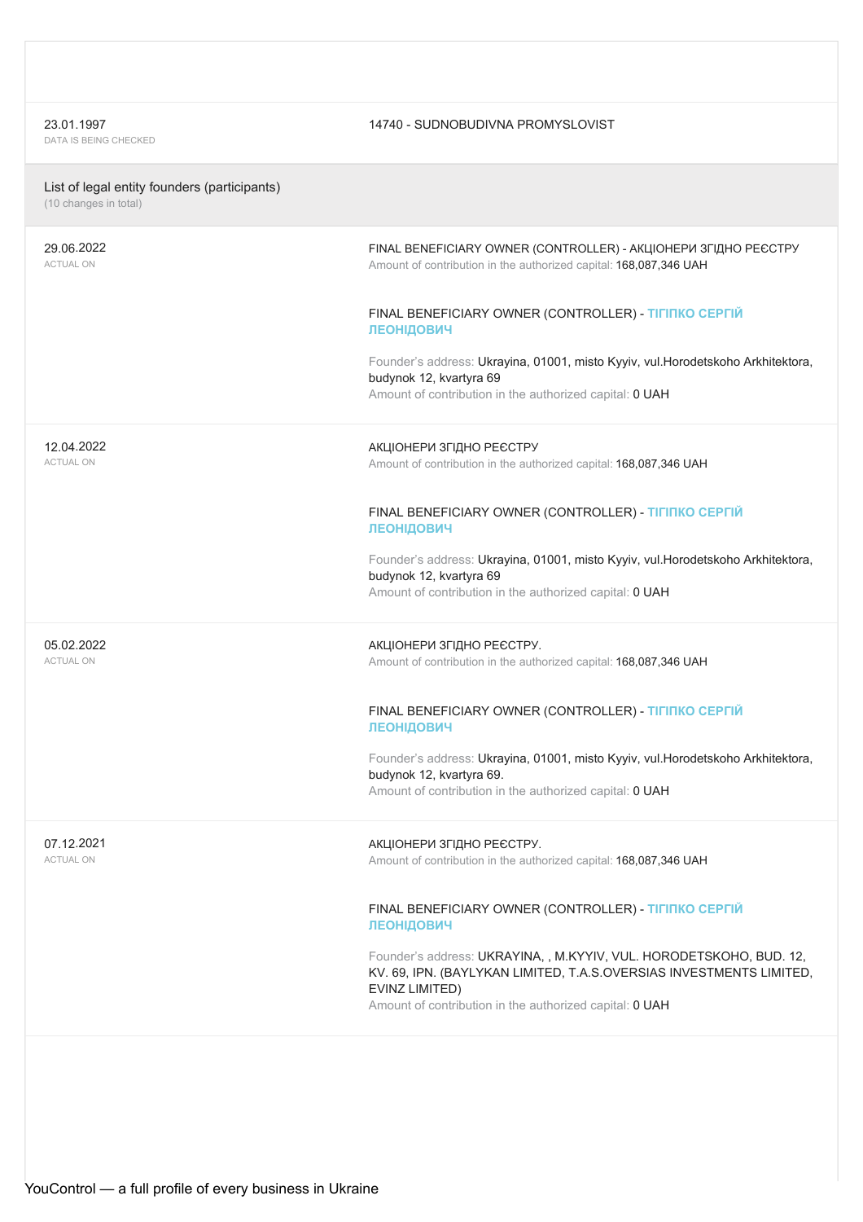| | |
|---|---|
| 23.01.1997<br>DATA IS BEING CHECKED | 14740 - SUDNOBUDIVNA PROMYSLOVIST |

## List of legal entity founders (participants)

(10 changes in total)

| | |
|---|---|
| 29.06.2022<br>ACTUAL ON | FINAL BENEFICIARY OWNER (CONTROLLER) - АКЦІОНЕРИ ЗГІДНО РЕЄСТРУ<br>Amount of contribution in the authorized capital: 168,087,346 UAH<br><br>FINAL BENEFICIARY OWNER (CONTROLLER) - **ТІГІПКО СЕРГІЙ ЛЕОНІДОВИЧ**<br><br>Founder's address: Ukrayina, 01001, misto Kyyiv, vul.Horodetskoho Arkhitektora, budynok 12, kvartyra 69<br>Amount of contribution in the authorized capital: 0 UAH |
| 12.04.2022<br>ACTUAL ON | АКЦІОНЕРИ ЗГІДНО РЕЄСТРУ<br>Amount of contribution in the authorized capital: 168,087,346 UAH<br><br>FINAL BENEFICIARY OWNER (CONTROLLER) - **ТІГІПКО СЕРГІЙ ЛЕОНІДОВИЧ**<br><br>Founder's address: Ukrayina, 01001, misto Kyyiv, vul.Horodetskoho Arkhitektora, budynok 12, kvartyra 69<br>Amount of contribution in the authorized capital: 0 UAH |
| 05.02.2022<br>ACTUAL ON | АКЦІОНЕРИ ЗГІДНО РЕЄСТРУ.<br>Amount of contribution in the authorized capital: 168,087,346 UAH<br><br>FINAL BENEFICIARY OWNER (CONTROLLER) - **ТІГІПКО СЕРГІЙ ЛЕОНІДОВИЧ**<br><br>Founder's address: Ukrayina, 01001, misto Kyyiv, vul.Horodetskoho Arkhitektora, budynok 12, kvartyra 69.<br>Amount of contribution in the authorized capital: 0 UAH |
| 07.12.2021<br>ACTUAL ON | АКЦІОНЕРИ ЗГІДНО РЕЄСТРУ.<br>Amount of contribution in the authorized capital: 168,087,346 UAH<br><br>FINAL BENEFICIARY OWNER (CONTROLLER) - **ТІГІПКО СЕРГІЙ ЛЕОНІДОВИЧ**<br><br>Founder's address: UKRAYINA, , M.KYYIV, VUL. HORODETSKOHO, BUD. 12, KV. 69, IPN. (BAYLYKAN LIMITED, T.A.S.OVERSIAS INVESTMENTS LIMITED, EVINZ LIMITED)<br>Amount of contribution in the authorized capital: 0 UAH |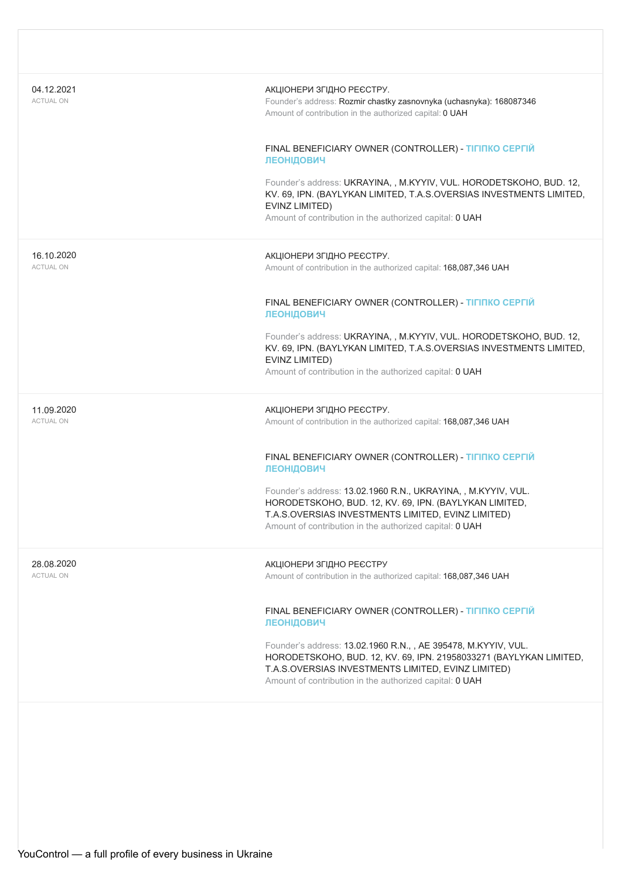| Date | Details |
|---|---|
| 04.12.2021<br>ACTUAL ON | АКЦІОНЕРИ ЗГІДНО РЕЄСТРУ.<br>Founder's address: Rozmir chastky zasnovnyka (uchasnyka): 168087346<br>Amount of contribution in the authorized capital: 0 UAH<br><br>FINAL BENEFICIARY OWNER (CONTROLLER) - **ТІГІПКО СЕРГІЙ ЛЕОНІДОВИЧ**<br><br>Founder's address: UKRAYINA, , M.KYYIV, VUL. HORODETSKOHO, BUD. 12, KV. 69, IPN. (BAYLYKAN LIMITED, T.A.S.OVERSIAS INVESTMENTS LIMITED, EVINZ LIMITED)<br>Amount of contribution in the authorized capital: 0 UAH |
| 16.10.2020<br>ACTUAL ON | АКЦІОНЕРИ ЗГІДНО РЕЄСТРУ.<br>Amount of contribution in the authorized capital: 168,087,346 UAH<br><br>FINAL BENEFICIARY OWNER (CONTROLLER) - **ТІГІПКО СЕРГІЙ ЛЕОНІДОВИЧ**<br><br>Founder's address: UKRAYINA, , M.KYYIV, VUL. HORODETSKOHO, BUD. 12, KV. 69, IPN. (BAYLYKAN LIMITED, T.A.S.OVERSIAS INVESTMENTS LIMITED, EVINZ LIMITED)<br>Amount of contribution in the authorized capital: 0 UAH |
| 11.09.2020<br>ACTUAL ON | АКЦІОНЕРИ ЗГІДНО РЕЄСТРУ.<br>Amount of contribution in the authorized capital: 168,087,346 UAH<br><br>FINAL BENEFICIARY OWNER (CONTROLLER) - **ТІГІПКО СЕРГІЙ ЛЕОНІДОВИЧ**<br><br>Founder's address: 13.02.1960 R.N., UKRAYINA, , M.KYYIV, VUL. HORODETSKOHO, BUD. 12, KV. 69, IPN. (BAYLYKAN LIMITED, T.A.S.OVERSIAS INVESTMENTS LIMITED, EVINZ LIMITED)<br>Amount of contribution in the authorized capital: 0 UAH |
| 28.08.2020<br>ACTUAL ON | АКЦІОНЕРИ ЗГІДНО РЕЄСТРУ<br>Amount of contribution in the authorized capital: 168,087,346 UAH<br><br>FINAL BENEFICIARY OWNER (CONTROLLER) - **ТІГІПКО СЕРГІЙ ЛЕОНІДОВИЧ**<br><br>Founder's address: 13.02.1960 R.N., , AE 395478, M.KYYIV, VUL. HORODETSKOHO, BUD. 12, KV. 69, IPN. 21958033271 (BAYLYKAN LIMITED, T.A.S.OVERSIAS INVESTMENTS LIMITED, EVINZ LIMITED)<br>Amount of contribution in the authorized capital: 0 UAH |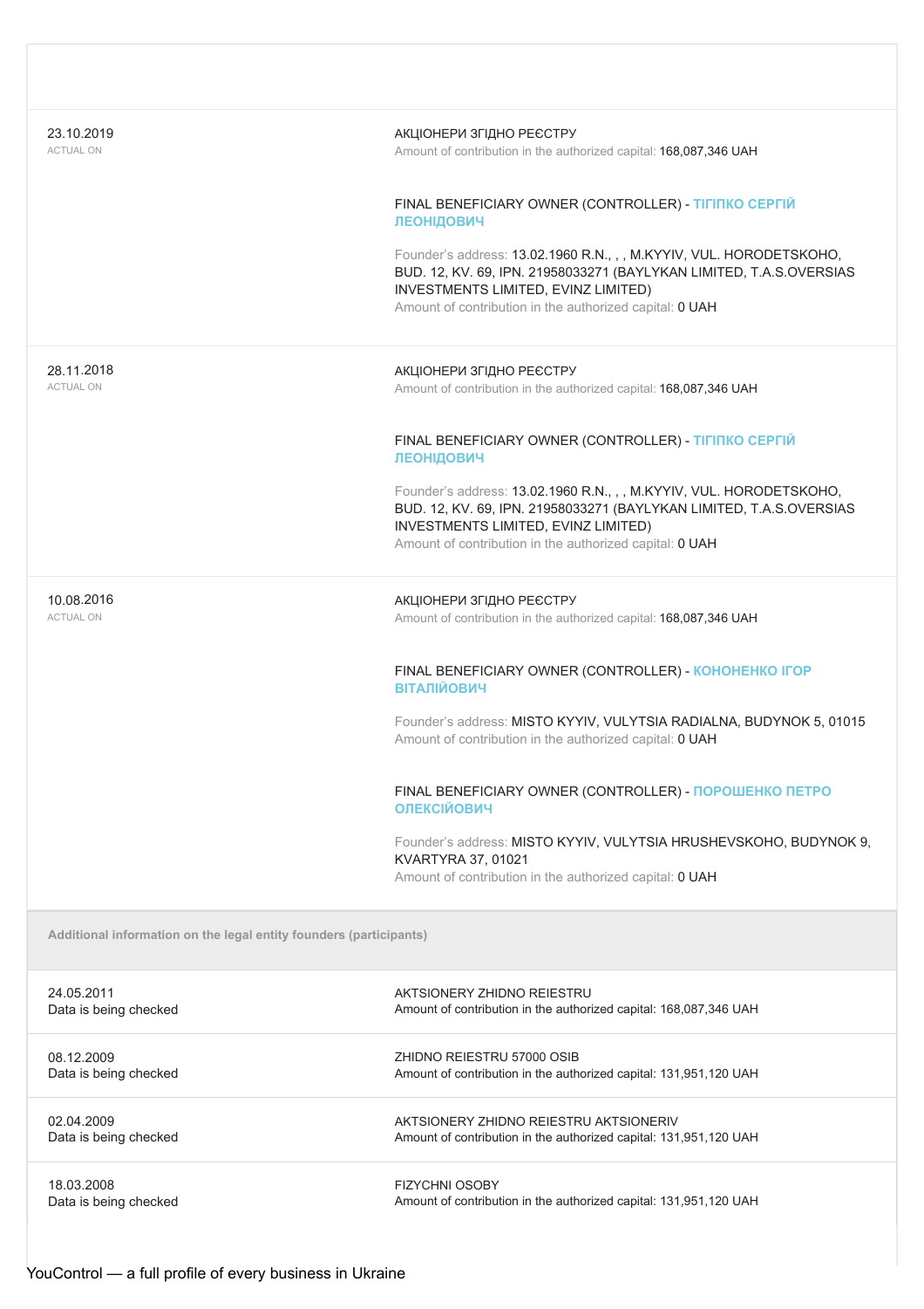| Date | Details |
|---|---|
| 23.10.2019<br>ACTUAL ON | АКЦІОНЕРИ ЗГІДНО РЕЄСТРУ<br>Amount of contribution in the authorized capital: 168,087,346 UAH<br><br>FINAL BENEFICIARY OWNER (CONTROLLER) - ТІГІПКО СЕРГІЙ ЛЕОНІДОВИЧ<br><br>Founder's address: 13.02.1960 R.N., , , M.KYYIV, VUL. HORODETSKOHO, BUD. 12, KV. 69, IPN. 21958033271 (BAYLYKAN LIMITED, T.A.S.OVERSIAS INVESTMENTS LIMITED, EVINZ LIMITED)<br>Amount of contribution in the authorized capital: 0 UAH |
| 28.11.2018<br>ACTUAL ON | АКЦІОНЕРИ ЗГІДНО РЕЄСТРУ<br>Amount of contribution in the authorized capital: 168,087,346 UAH<br><br>FINAL BENEFICIARY OWNER (CONTROLLER) - ТІГІПКО СЕРГІЙ ЛЕОНІДОВИЧ<br><br>Founder's address: 13.02.1960 R.N., , , M.KYYIV, VUL. HORODETSKOHO, BUD. 12, KV. 69, IPN. 21958033271 (BAYLYKAN LIMITED, T.A.S.OVERSIAS INVESTMENTS LIMITED, EVINZ LIMITED)<br>Amount of contribution in the authorized capital: 0 UAH |
| 10.08.2016<br>ACTUAL ON | АКЦІОНЕРИ ЗГІДНО РЕЄСТРУ<br>Amount of contribution in the authorized capital: 168,087,346 UAH<br><br>FINAL BENEFICIARY OWNER (CONTROLLER) - КОНОНЕНКО ІГОР ВІТАЛІЙОВИЧ<br><br>Founder's address: MISTO KYYIV, VULYTSIA RADIALNA, BUDYNOK 5, 01015<br>Amount of contribution in the authorized capital: 0 UAH<br><br>FINAL BENEFICIARY OWNER (CONTROLLER) - ПОРОШЕНКО ПЕТРО ОЛЕКСІЙОВИЧ<br><br>Founder's address: MISTO KYYIV, VULYTSIA HRUSHEVSKOHO, BUDYNOK 9, KVARTYRA 37, 01021<br>Amount of contribution in the authorized capital: 0 UAH |

**Additional information on the legal entity founders (participants)**

| Date | Details |
|---|---|
| 24.05.2011<br>Data is being checked | AKTSIONERY ZHIDNO REIESTRU<br>Amount of contribution in the authorized capital: 168,087,346 UAH |
| 08.12.2009<br>Data is being checked | ZHIDNO REIESTRU 57000 OSIB<br>Amount of contribution in the authorized capital: 131,951,120 UAH |
| 02.04.2009<br>Data is being checked | AKTSIONERY ZHIDNO REIESTRU AKTSIONERIV<br>Amount of contribution in the authorized capital: 131,951,120 UAH |
| 18.03.2008<br>Data is being checked | FIZYCHNI OSOBY<br>Amount of contribution in the authorized capital: 131,951,120 UAH |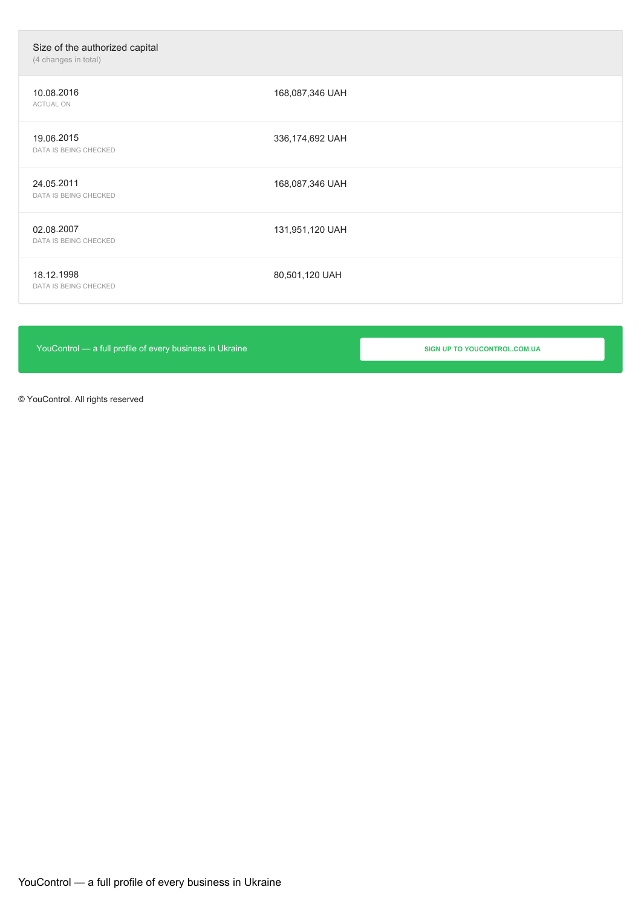## Size of the authorized capital

(4 changes in total)

| | |
|---|---|
| 10.08.2016<br>ACTUAL ON | 168,087,346 UAH |
| 19.06.2015<br>DATA IS BEING CHECKED | 336,174,692 UAH |
| 24.05.2011<br>DATA IS BEING CHECKED | 168,087,346 UAH |
| 02.08.2007<br>DATA IS BEING CHECKED | 131,951,120 UAH |
| 18.12.1998<br>DATA IS BEING CHECKED | 80,501,120 UAH |

YouControl — a full profile of every business in Ukraine

SIGN UP TO YOUCONTROL.COM.UA

© YouControl. All rights reserved